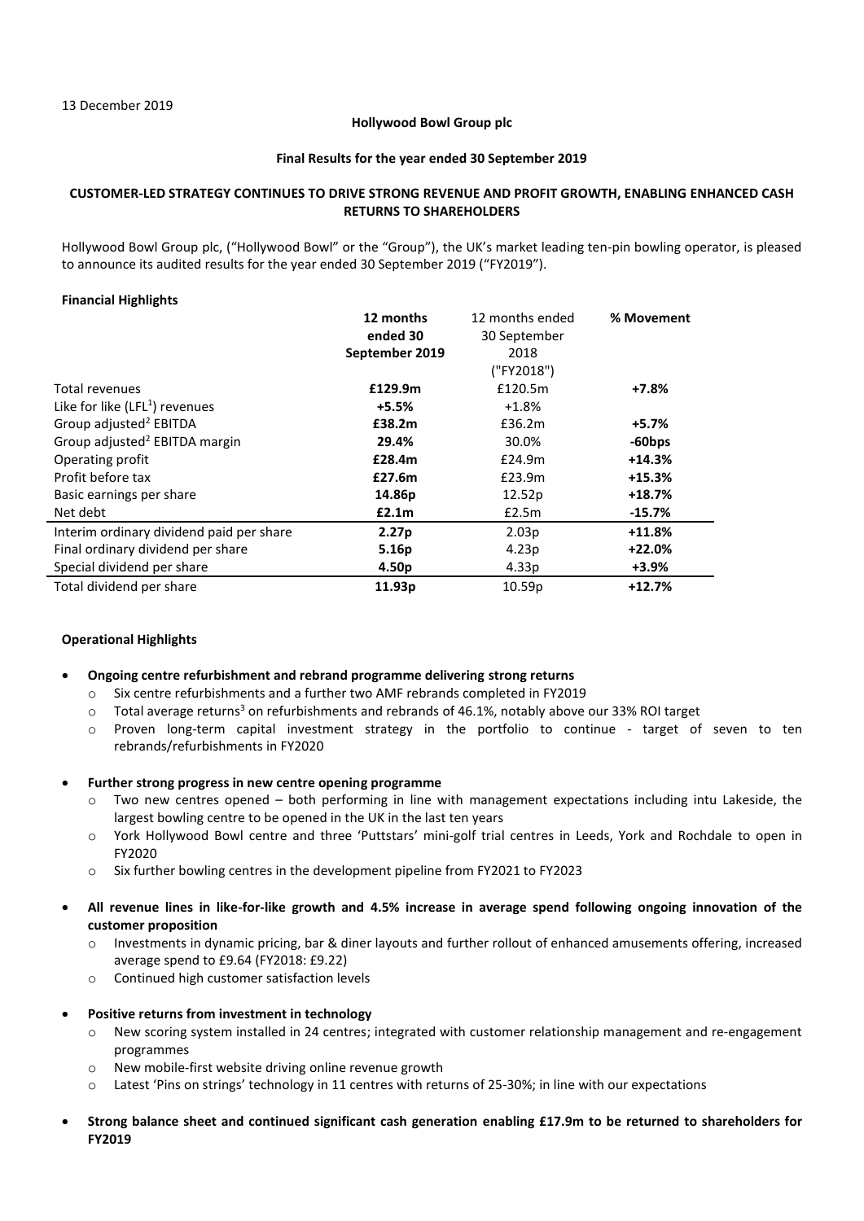13 December 2019

**Hollywood Bowl Group plc**

**Final Results for the year ended 30 September 2019**

**CUSTOMER-LED STRATEGY CONTINUES TO DRIVE STRONG REVENUE AND PROFIT GROWTH, ENABLING ENHANCED CASH RETURNS TO SHAREHOLDERS**

Hollywood Bowl Group plc, ("Hollywood Bowl" or the "Group"), the UK's market leading ten-pin bowling operator, is pleased to announce its audited results for the year ended 30 September 2019 ("FY2019").

**Financial Highlights**

| | **12 months ended 30 September 2019** | 12 months ended 30 September 2018 ("FY2018") | **% Movement** |
|---|---|---|---|
| Total revenues | **£129.9m** | £120.5m | **+7.8%** |
| Like for like (LFL[1]) revenues | **+5.5%** | +1.8% | |
| Group adjusted[2] EBITDA | **£38.2m** | £36.2m | **+5.7%** |
| Group adjusted[2] EBITDA margin | **29.4%** | 30.0% | **-60bps** |
| Operating profit | **£28.4m** | £24.9m | **+14.3%** |
| Profit before tax | **£27.6m** | £23.9m | **+15.3%** |
| Basic earnings per share | **14.86p** | 12.52p | **+18.7%** |
| Net debt | **£2.1m** | £2.5m | **-15.7%** |
| Interim ordinary dividend paid per share | **2.27p** | 2.03p | **+11.8%** |
| Final ordinary dividend per share | **5.16p** | 4.23p | **+22.0%** |
| Special dividend per share | **4.50p** | 4.33p | **+3.9%** |
| Total dividend per share | **11.93p** | 10.59p | **+12.7%** |

**Operational Highlights**

- **Ongoing centre refurbishment and rebrand programme delivering strong returns**
  - Six centre refurbishments and a further two AMF rebrands completed in FY2019
  - Total average returns[3] on refurbishments and rebrands of 46.1%, notably above our 33% ROI target
  - Proven long-term capital investment strategy in the portfolio to continue - target of seven to ten rebrands/refurbishments in FY2020

- **Further strong progress in new centre opening programme**
  - Two new centres opened – both performing in line with management expectations including intu Lakeside, the largest bowling centre to be opened in the UK in the last ten years
  - York Hollywood Bowl centre and three 'Puttstars' mini-golf trial centres in Leeds, York and Rochdale to open in FY2020
  - Six further bowling centres in the development pipeline from FY2021 to FY2023

- **All revenue lines in like-for-like growth and 4.5% increase in average spend following ongoing innovation of the customer proposition**
  - Investments in dynamic pricing, bar & diner layouts and further rollout of enhanced amusements offering, increased average spend to £9.64 (FY2018: £9.22)
  - Continued high customer satisfaction levels

- **Positive returns from investment in technology**
  - New scoring system installed in 24 centres; integrated with customer relationship management and re-engagement programmes
  - New mobile-first website driving online revenue growth
  - Latest 'Pins on strings' technology in 11 centres with returns of 25-30%; in line with our expectations

- **Strong balance sheet and continued significant cash generation enabling £17.9m to be returned to shareholders for FY2019**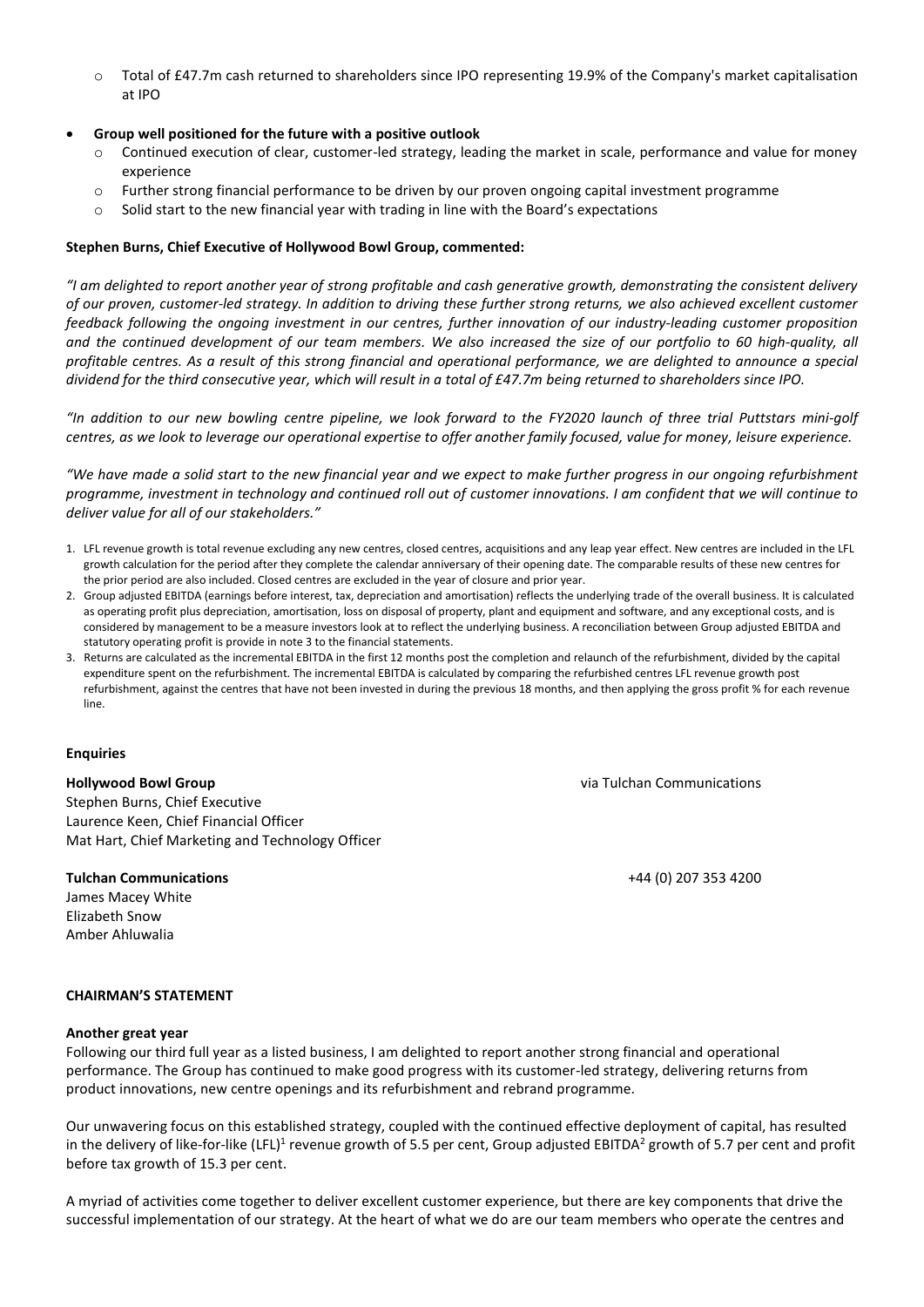- Total of £47.7m cash returned to shareholders since IPO representing 19.9% of the Company's market capitalisation at IPO

- **Group well positioned for the future with a positive outlook**
  - Continued execution of clear, customer-led strategy, leading the market in scale, performance and value for money experience
  - Further strong financial performance to be driven by our proven ongoing capital investment programme
  - Solid start to the new financial year with trading in line with the Board's expectations

**Stephen Burns, Chief Executive of Hollywood Bowl Group, commented:**

*"I am delighted to report another year of strong profitable and cash generative growth, demonstrating the consistent delivery of our proven, customer-led strategy. In addition to driving these further strong returns, we also achieved excellent customer feedback following the ongoing investment in our centres, further innovation of our industry-leading customer proposition and the continued development of our team members. We also increased the size of our portfolio to 60 high-quality, all profitable centres. As a result of this strong financial and operational performance, we are delighted to announce a special dividend for the third consecutive year, which will result in a total of £47.7m being returned to shareholders since IPO.*

*"In addition to our new bowling centre pipeline, we look forward to the FY2020 launch of three trial Puttstars mini-golf centres, as we look to leverage our operational expertise to offer another family focused, value for money, leisure experience.*

*"We have made a solid start to the new financial year and we expect to make further progress in our ongoing refurbishment programme, investment in technology and continued roll out of customer innovations. I am confident that we will continue to deliver value for all of our stakeholders."*

1. LFL revenue growth is total revenue excluding any new centres, closed centres, acquisitions and any leap year effect. New centres are included in the LFL growth calculation for the period after they complete the calendar anniversary of their opening date. The comparable results of these new centres for the prior period are also included. Closed centres are excluded in the year of closure and prior year.
2. Group adjusted EBITDA (earnings before interest, tax, depreciation and amortisation) reflects the underlying trade of the overall business. It is calculated as operating profit plus depreciation, amortisation, loss on disposal of property, plant and equipment and software, and any exceptional costs, and is considered by management to be a measure investors look at to reflect the underlying business. A reconciliation between Group adjusted EBITDA and statutory operating profit is provide in note 3 to the financial statements.
3. Returns are calculated as the incremental EBITDA in the first 12 months post the completion and relaunch of the refurbishment, divided by the capital expenditure spent on the refurbishment. The incremental EBITDA is calculated by comparing the refurbished centres LFL revenue growth post refurbishment, against the centres that have not been invested in during the previous 18 months, and then applying the gross profit % for each revenue line.

**Enquiries**

**Hollywood Bowl Group** via Tulchan Communications
Stephen Burns, Chief Executive
Laurence Keen, Chief Financial Officer
Mat Hart, Chief Marketing and Technology Officer

**Tulchan Communications** +44 (0) 207 353 4200
James Macey White
Elizabeth Snow
Amber Ahluwalia

## CHAIRMAN'S STATEMENT

### Another great year

Following our third full year as a listed business, I am delighted to report another strong financial and operational performance. The Group has continued to make good progress with its customer-led strategy, delivering returns from product innovations, new centre openings and its refurbishment and rebrand programme.

Our unwavering focus on this established strategy, coupled with the continued effective deployment of capital, has resulted in the delivery of like-for-like (LFL)[1] revenue growth of 5.5 per cent, Group adjusted EBITDA[2] growth of 5.7 per cent and profit before tax growth of 15.3 per cent.

A myriad of activities come together to deliver excellent customer experience, but there are key components that drive the successful implementation of our strategy. At the heart of what we do are our team members who operate the centres and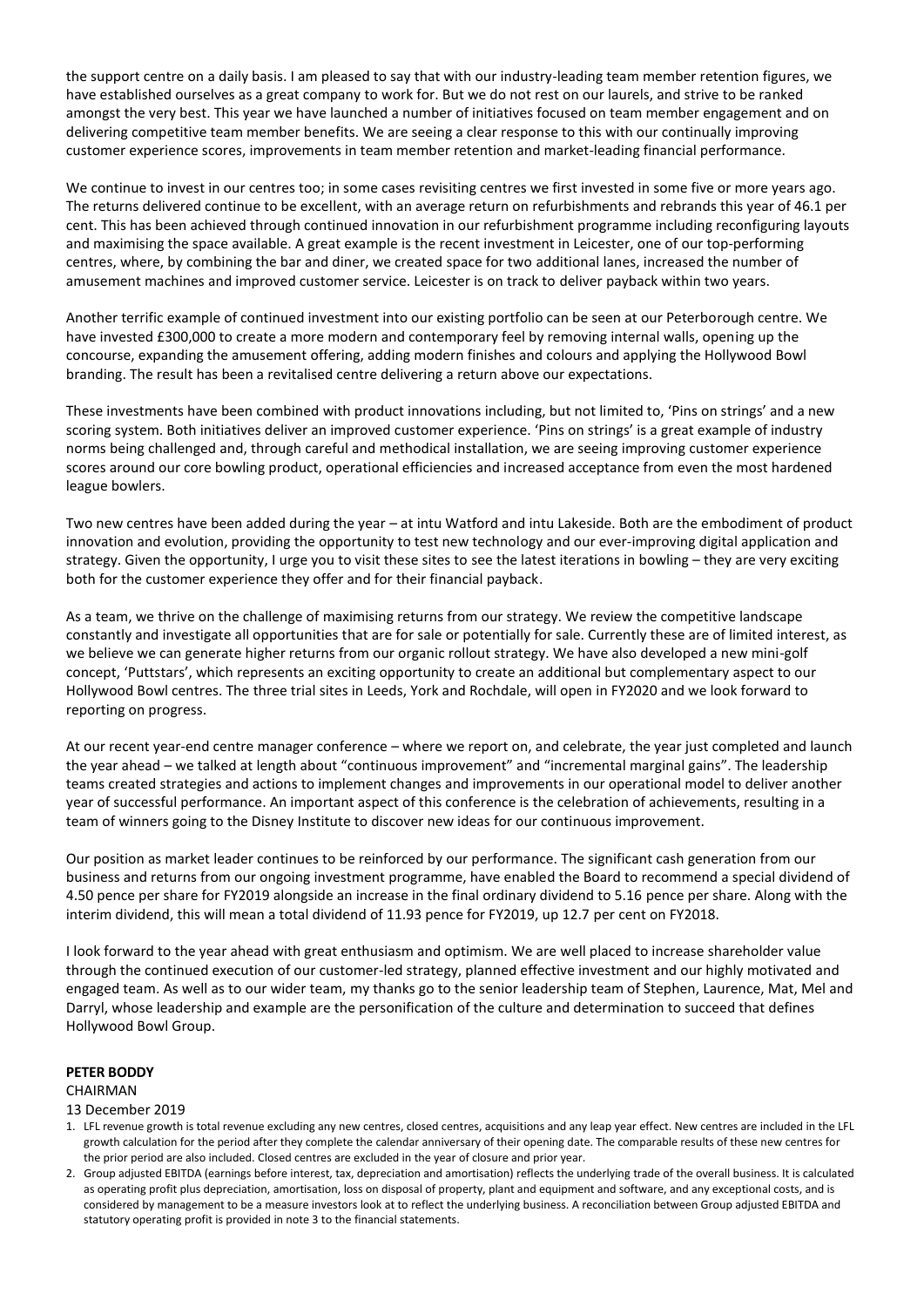the support centre on a daily basis. I am pleased to say that with our industry-leading team member retention figures, we have established ourselves as a great company to work for. But we do not rest on our laurels, and strive to be ranked amongst the very best. This year we have launched a number of initiatives focused on team member engagement and on delivering competitive team member benefits. We are seeing a clear response to this with our continually improving customer experience scores, improvements in team member retention and market-leading financial performance.

We continue to invest in our centres too; in some cases revisiting centres we first invested in some five or more years ago. The returns delivered continue to be excellent, with an average return on refurbishments and rebrands this year of 46.1 per cent. This has been achieved through continued innovation in our refurbishment programme including reconfiguring layouts and maximising the space available. A great example is the recent investment in Leicester, one of our top-performing centres, where, by combining the bar and diner, we created space for two additional lanes, increased the number of amusement machines and improved customer service. Leicester is on track to deliver payback within two years.

Another terrific example of continued investment into our existing portfolio can be seen at our Peterborough centre. We have invested £300,000 to create a more modern and contemporary feel by removing internal walls, opening up the concourse, expanding the amusement offering, adding modern finishes and colours and applying the Hollywood Bowl branding. The result has been a revitalised centre delivering a return above our expectations.

These investments have been combined with product innovations including, but not limited to, 'Pins on strings' and a new scoring system. Both initiatives deliver an improved customer experience. 'Pins on strings' is a great example of industry norms being challenged and, through careful and methodical installation, we are seeing improving customer experience scores around our core bowling product, operational efficiencies and increased acceptance from even the most hardened league bowlers.

Two new centres have been added during the year – at intu Watford and intu Lakeside. Both are the embodiment of product innovation and evolution, providing the opportunity to test new technology and our ever-improving digital application and strategy. Given the opportunity, I urge you to visit these sites to see the latest iterations in bowling – they are very exciting both for the customer experience they offer and for their financial payback.

As a team, we thrive on the challenge of maximising returns from our strategy. We review the competitive landscape constantly and investigate all opportunities that are for sale or potentially for sale. Currently these are of limited interest, as we believe we can generate higher returns from our organic rollout strategy. We have also developed a new mini-golf concept, 'Puttstars', which represents an exciting opportunity to create an additional but complementary aspect to our Hollywood Bowl centres. The three trial sites in Leeds, York and Rochdale, will open in FY2020 and we look forward to reporting on progress.

At our recent year-end centre manager conference – where we report on, and celebrate, the year just completed and launch the year ahead – we talked at length about "continuous improvement" and "incremental marginal gains". The leadership teams created strategies and actions to implement changes and improvements in our operational model to deliver another year of successful performance. An important aspect of this conference is the celebration of achievements, resulting in a team of winners going to the Disney Institute to discover new ideas for our continuous improvement.

Our position as market leader continues to be reinforced by our performance. The significant cash generation from our business and returns from our ongoing investment programme, have enabled the Board to recommend a special dividend of 4.50 pence per share for FY2019 alongside an increase in the final ordinary dividend to 5.16 pence per share. Along with the interim dividend, this will mean a total dividend of 11.93 pence for FY2019, up 12.7 per cent on FY2018.

I look forward to the year ahead with great enthusiasm and optimism. We are well placed to increase shareholder value through the continued execution of our customer-led strategy, planned effective investment and our highly motivated and engaged team. As well as to our wider team, my thanks go to the senior leadership team of Stephen, Laurence, Mat, Mel and Darryl, whose leadership and example are the personification of the culture and determination to succeed that defines Hollywood Bowl Group.

**PETER BODDY**
CHAIRMAN
13 December 2019

1. LFL revenue growth is total revenue excluding any new centres, closed centres, acquisitions and any leap year effect. New centres are included in the LFL growth calculation for the period after they complete the calendar anniversary of their opening date. The comparable results of these new centres for the prior period are also included. Closed centres are excluded in the year of closure and prior year.
2. Group adjusted EBITDA (earnings before interest, tax, depreciation and amortisation) reflects the underlying trade of the overall business. It is calculated as operating profit plus depreciation, amortisation, loss on disposal of property, plant and equipment and software, and any exceptional costs, and is considered by management to be a measure investors look at to reflect the underlying business. A reconciliation between Group adjusted EBITDA and statutory operating profit is provided in note 3 to the financial statements.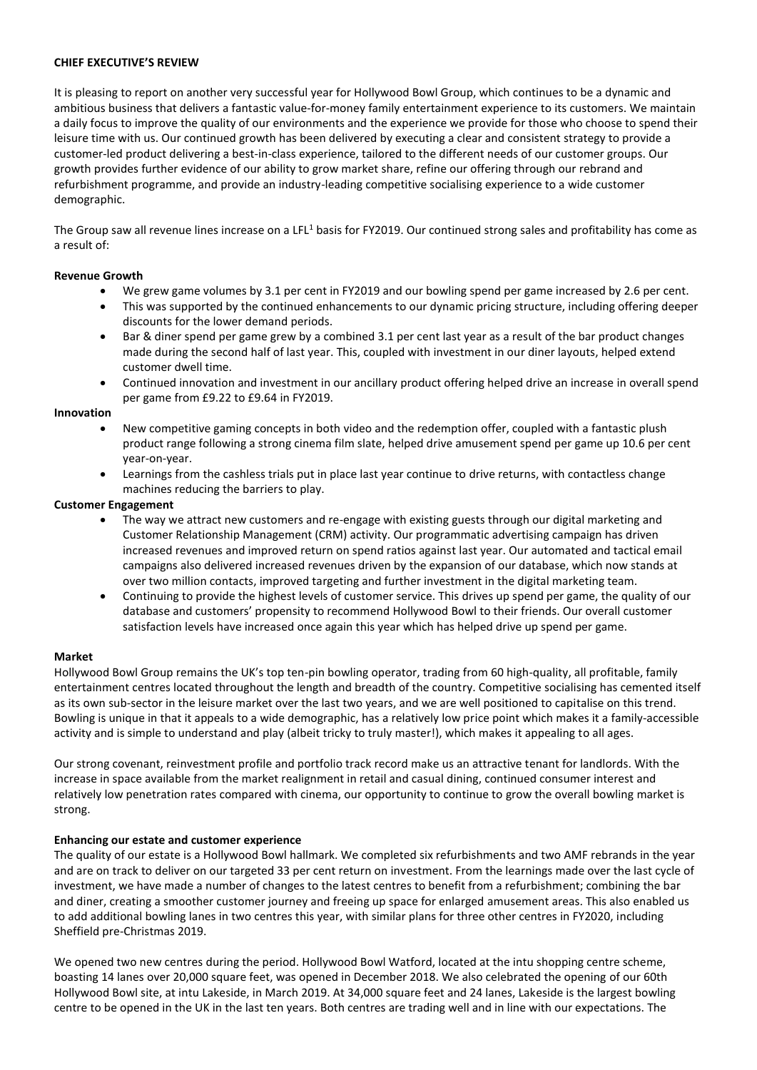**CHIEF EXECUTIVE'S REVIEW**

It is pleasing to report on another very successful year for Hollywood Bowl Group, which continues to be a dynamic and ambitious business that delivers a fantastic value-for-money family entertainment experience to its customers. We maintain a daily focus to improve the quality of our environments and the experience we provide for those who choose to spend their leisure time with us. Our continued growth has been delivered by executing a clear and consistent strategy to provide a customer-led product delivering a best-in-class experience, tailored to the different needs of our customer groups. Our growth provides further evidence of our ability to grow market share, refine our offering through our rebrand and refurbishment programme, and provide an industry-leading competitive socialising experience to a wide customer demographic.

The Group saw all revenue lines increase on a LFL[1] basis for FY2019. Our continued strong sales and profitability has come as a result of:

**Revenue Growth**

- We grew game volumes by 3.1 per cent in FY2019 and our bowling spend per game increased by 2.6 per cent.
- This was supported by the continued enhancements to our dynamic pricing structure, including offering deeper discounts for the lower demand periods.
- Bar & diner spend per game grew by a combined 3.1 per cent last year as a result of the bar product changes made during the second half of last year. This, coupled with investment in our diner layouts, helped extend customer dwell time.
- Continued innovation and investment in our ancillary product offering helped drive an increase in overall spend per game from £9.22 to £9.64 in FY2019.

**Innovation**

- New competitive gaming concepts in both video and the redemption offer, coupled with a fantastic plush product range following a strong cinema film slate, helped drive amusement spend per game up 10.6 per cent year-on-year.
- Learnings from the cashless trials put in place last year continue to drive returns, with contactless change machines reducing the barriers to play.

**Customer Engagement**

- The way we attract new customers and re-engage with existing guests through our digital marketing and Customer Relationship Management (CRM) activity. Our programmatic advertising campaign has driven increased revenues and improved return on spend ratios against last year. Our automated and tactical email campaigns also delivered increased revenues driven by the expansion of our database, which now stands at over two million contacts, improved targeting and further investment in the digital marketing team.
- Continuing to provide the highest levels of customer service. This drives up spend per game, the quality of our database and customers' propensity to recommend Hollywood Bowl to their friends. Our overall customer satisfaction levels have increased once again this year which has helped drive up spend per game.

**Market**

Hollywood Bowl Group remains the UK's top ten-pin bowling operator, trading from 60 high-quality, all profitable, family entertainment centres located throughout the length and breadth of the country. Competitive socialising has cemented itself as its own sub-sector in the leisure market over the last two years, and we are well positioned to capitalise on this trend. Bowling is unique in that it appeals to a wide demographic, has a relatively low price point which makes it a family-accessible activity and is simple to understand and play (albeit tricky to truly master!), which makes it appealing to all ages.

Our strong covenant, reinvestment profile and portfolio track record make us an attractive tenant for landlords. With the increase in space available from the market realignment in retail and casual dining, continued consumer interest and relatively low penetration rates compared with cinema, our opportunity to continue to grow the overall bowling market is strong.

**Enhancing our estate and customer experience**

The quality of our estate is a Hollywood Bowl hallmark. We completed six refurbishments and two AMF rebrands in the year and are on track to deliver on our targeted 33 per cent return on investment. From the learnings made over the last cycle of investment, we have made a number of changes to the latest centres to benefit from a refurbishment; combining the bar and diner, creating a smoother customer journey and freeing up space for enlarged amusement areas. This also enabled us to add additional bowling lanes in two centres this year, with similar plans for three other centres in FY2020, including Sheffield pre-Christmas 2019.

We opened two new centres during the period. Hollywood Bowl Watford, located at the intu shopping centre scheme, boasting 14 lanes over 20,000 square feet, was opened in December 2018. We also celebrated the opening of our 60th Hollywood Bowl site, at intu Lakeside, in March 2019. At 34,000 square feet and 24 lanes, Lakeside is the largest bowling centre to be opened in the UK in the last ten years. Both centres are trading well and in line with our expectations. The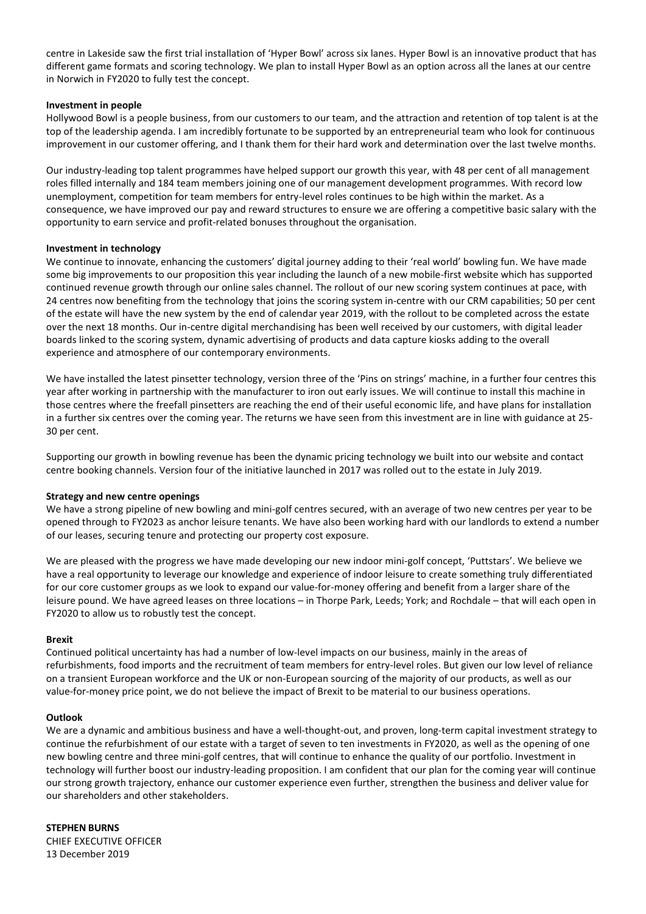centre in Lakeside saw the first trial installation of 'Hyper Bowl' across six lanes. Hyper Bowl is an innovative product that has different game formats and scoring technology. We plan to install Hyper Bowl as an option across all the lanes at our centre in Norwich in FY2020 to fully test the concept.

**Investment in people**

Hollywood Bowl is a people business, from our customers to our team, and the attraction and retention of top talent is at the top of the leadership agenda. I am incredibly fortunate to be supported by an entrepreneurial team who look for continuous improvement in our customer offering, and I thank them for their hard work and determination over the last twelve months.

Our industry-leading top talent programmes have helped support our growth this year, with 48 per cent of all management roles filled internally and 184 team members joining one of our management development programmes. With record low unemployment, competition for team members for entry-level roles continues to be high within the market. As a consequence, we have improved our pay and reward structures to ensure we are offering a competitive basic salary with the opportunity to earn service and profit-related bonuses throughout the organisation.

**Investment in technology**

We continue to innovate, enhancing the customers' digital journey adding to their 'real world' bowling fun. We have made some big improvements to our proposition this year including the launch of a new mobile-first website which has supported continued revenue growth through our online sales channel. The rollout of our new scoring system continues at pace, with 24 centres now benefiting from the technology that joins the scoring system in-centre with our CRM capabilities; 50 per cent of the estate will have the new system by the end of calendar year 2019, with the rollout to be completed across the estate over the next 18 months. Our in-centre digital merchandising has been well received by our customers, with digital leader boards linked to the scoring system, dynamic advertising of products and data capture kiosks adding to the overall experience and atmosphere of our contemporary environments.

We have installed the latest pinsetter technology, version three of the 'Pins on strings' machine, in a further four centres this year after working in partnership with the manufacturer to iron out early issues. We will continue to install this machine in those centres where the freefall pinsetters are reaching the end of their useful economic life, and have plans for installation in a further six centres over the coming year. The returns we have seen from this investment are in line with guidance at 25-30 per cent.

Supporting our growth in bowling revenue has been the dynamic pricing technology we built into our website and contact centre booking channels. Version four of the initiative launched in 2017 was rolled out to the estate in July 2019.

**Strategy and new centre openings**

We have a strong pipeline of new bowling and mini-golf centres secured, with an average of two new centres per year to be opened through to FY2023 as anchor leisure tenants. We have also been working hard with our landlords to extend a number of our leases, securing tenure and protecting our property cost exposure.

We are pleased with the progress we have made developing our new indoor mini-golf concept, 'Puttstars'. We believe we have a real opportunity to leverage our knowledge and experience of indoor leisure to create something truly differentiated for our core customer groups as we look to expand our value-for-money offering and benefit from a larger share of the leisure pound. We have agreed leases on three locations – in Thorpe Park, Leeds; York; and Rochdale – that will each open in FY2020 to allow us to robustly test the concept.

**Brexit**

Continued political uncertainty has had a number of low-level impacts on our business, mainly in the areas of refurbishments, food imports and the recruitment of team members for entry-level roles. But given our low level of reliance on a transient European workforce and the UK or non-European sourcing of the majority of our products, as well as our value-for-money price point, we do not believe the impact of Brexit to be material to our business operations.

**Outlook**

We are a dynamic and ambitious business and have a well-thought-out, and proven, long-term capital investment strategy to continue the refurbishment of our estate with a target of seven to ten investments in FY2020, as well as the opening of one new bowling centre and three mini-golf centres, that will continue to enhance the quality of our portfolio. Investment in technology will further boost our industry-leading proposition. I am confident that our plan for the coming year will continue our strong growth trajectory, enhance our customer experience even further, strengthen the business and deliver value for our shareholders and other stakeholders.

**STEPHEN BURNS**
CHIEF EXECUTIVE OFFICER
13 December 2019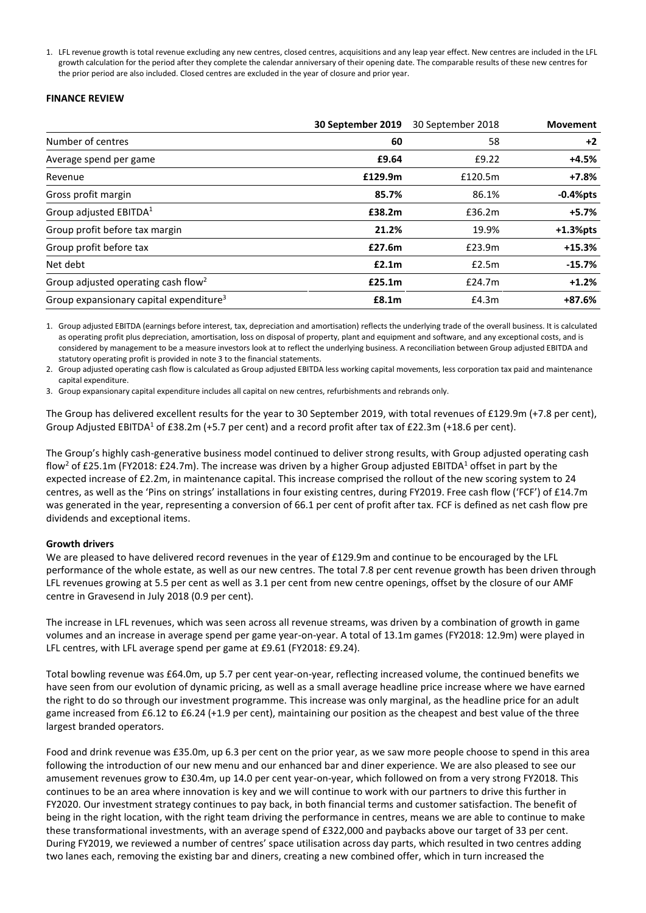1. LFL revenue growth is total revenue excluding any new centres, closed centres, acquisitions and any leap year effect. New centres are included in the LFL growth calculation for the period after they complete the calendar anniversary of their opening date. The comparable results of these new centres for the prior period are also included. Closed centres are excluded in the year of closure and prior year.

**FINANCE REVIEW**

| | **30 September 2019** | 30 September 2018 | **Movement** |
|---|---|---|---|
| Number of centres | **60** | 58 | **+2** |
| Average spend per game | **£9.64** | £9.22 | **+4.5%** |
| Revenue | **£129.9m** | £120.5m | **+7.8%** |
| Gross profit margin | **85.7%** | 86.1% | **-0.4%pts** |
| Group adjusted EBITDA[1] | **£38.2m** | £36.2m | **+5.7%** |
| Group profit before tax margin | **21.2%** | 19.9% | **+1.3%pts** |
| Group profit before tax | **£27.6m** | £23.9m | **+15.3%** |
| Net debt | **£2.1m** | £2.5m | **-15.7%** |
| Group adjusted operating cash flow[2] | **£25.1m** | £24.7m | **+1.2%** |
| Group expansionary capital expenditure[3] | **£8.1m** | £4.3m | **+87.6%** |

1. Group adjusted EBITDA (earnings before interest, tax, depreciation and amortisation) reflects the underlying trade of the overall business. It is calculated as operating profit plus depreciation, amortisation, loss on disposal of property, plant and equipment and software, and any exceptional costs, and is considered by management to be a measure investors look at to reflect the underlying business. A reconciliation between Group adjusted EBITDA and statutory operating profit is provided in note 3 to the financial statements.
2. Group adjusted operating cash flow is calculated as Group adjusted EBITDA less working capital movements, less corporation tax paid and maintenance capital expenditure.
3. Group expansionary capital expenditure includes all capital on new centres, refurbishments and rebrands only.

The Group has delivered excellent results for the year to 30 September 2019, with total revenues of £129.9m (+7.8 per cent), Group Adjusted EBITDA[1] of £38.2m (+5.7 per cent) and a record profit after tax of £22.3m (+18.6 per cent).

The Group's highly cash-generative business model continued to deliver strong results, with Group adjusted operating cash flow[2] of £25.1m (FY2018: £24.7m). The increase was driven by a higher Group adjusted EBITDA[1] offset in part by the expected increase of £2.2m, in maintenance capital. This increase comprised the rollout of the new scoring system to 24 centres, as well as the 'Pins on strings' installations in four existing centres, during FY2019. Free cash flow ('FCF') of £14.7m was generated in the year, representing a conversion of 66.1 per cent of profit after tax. FCF is defined as net cash flow pre dividends and exceptional items.

**Growth drivers**

We are pleased to have delivered record revenues in the year of £129.9m and continue to be encouraged by the LFL performance of the whole estate, as well as our new centres. The total 7.8 per cent revenue growth has been driven through LFL revenues growing at 5.5 per cent as well as 3.1 per cent from new centre openings, offset by the closure of our AMF centre in Gravesend in July 2018 (0.9 per cent).

The increase in LFL revenues, which was seen across all revenue streams, was driven by a combination of growth in game volumes and an increase in average spend per game year-on-year. A total of 13.1m games (FY2018: 12.9m) were played in LFL centres, with LFL average spend per game at £9.61 (FY2018: £9.24).

Total bowling revenue was £64.0m, up 5.7 per cent year-on-year, reflecting increased volume, the continued benefits we have seen from our evolution of dynamic pricing, as well as a small average headline price increase where we have earned the right to do so through our investment programme. This increase was only marginal, as the headline price for an adult game increased from £6.12 to £6.24 (+1.9 per cent), maintaining our position as the cheapest and best value of the three largest branded operators.

Food and drink revenue was £35.0m, up 6.3 per cent on the prior year, as we saw more people choose to spend in this area following the introduction of our new menu and our enhanced bar and diner experience. We are also pleased to see our amusement revenues grow to £30.4m, up 14.0 per cent year-on-year, which followed on from a very strong FY2018. This continues to be an area where innovation is key and we will continue to work with our partners to drive this further in FY2020. Our investment strategy continues to pay back, in both financial terms and customer satisfaction. The benefit of being in the right location, with the right team driving the performance in centres, means we are able to continue to make these transformational investments, with an average spend of £322,000 and paybacks above our target of 33 per cent. During FY2019, we reviewed a number of centres' space utilisation across day parts, which resulted in two centres adding two lanes each, removing the existing bar and diners, creating a new combined offer, which in turn increased the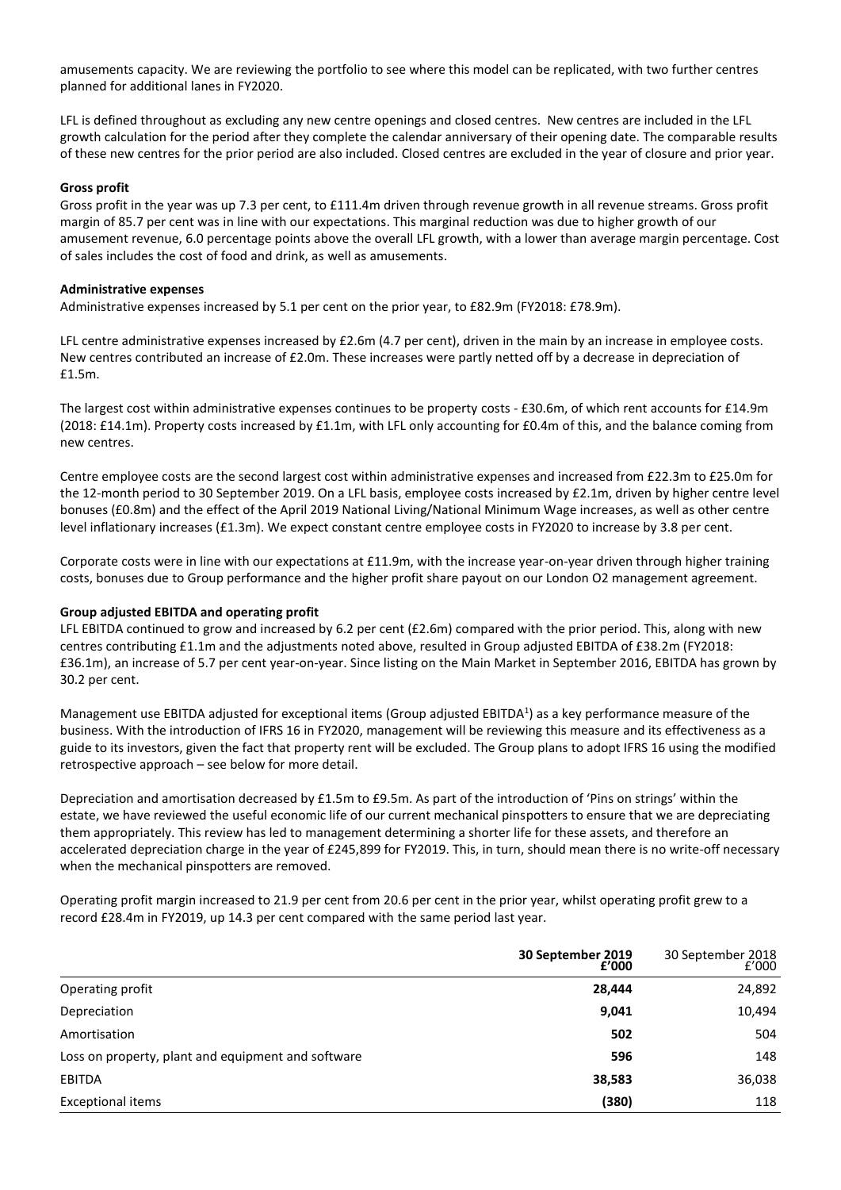amusements capacity. We are reviewing the portfolio to see where this model can be replicated, with two further centres planned for additional lanes in FY2020.

LFL is defined throughout as excluding any new centre openings and closed centres. New centres are included in the LFL growth calculation for the period after they complete the calendar anniversary of their opening date. The comparable results of these new centres for the prior period are also included. Closed centres are excluded in the year of closure and prior year.

**Gross profit**

Gross profit in the year was up 7.3 per cent, to £111.4m driven through revenue growth in all revenue streams. Gross profit margin of 85.7 per cent was in line with our expectations. This marginal reduction was due to higher growth of our amusement revenue, 6.0 percentage points above the overall LFL growth, with a lower than average margin percentage. Cost of sales includes the cost of food and drink, as well as amusements.

**Administrative expenses**

Administrative expenses increased by 5.1 per cent on the prior year, to £82.9m (FY2018: £78.9m).

LFL centre administrative expenses increased by £2.6m (4.7 per cent), driven in the main by an increase in employee costs. New centres contributed an increase of £2.0m. These increases were partly netted off by a decrease in depreciation of £1.5m.

The largest cost within administrative expenses continues to be property costs - £30.6m, of which rent accounts for £14.9m (2018: £14.1m). Property costs increased by £1.1m, with LFL only accounting for £0.4m of this, and the balance coming from new centres.

Centre employee costs are the second largest cost within administrative expenses and increased from £22.3m to £25.0m for the 12-month period to 30 September 2019. On a LFL basis, employee costs increased by £2.1m, driven by higher centre level bonuses (£0.8m) and the effect of the April 2019 National Living/National Minimum Wage increases, as well as other centre level inflationary increases (£1.3m). We expect constant centre employee costs in FY2020 to increase by 3.8 per cent.

Corporate costs were in line with our expectations at £11.9m, with the increase year-on-year driven through higher training costs, bonuses due to Group performance and the higher profit share payout on our London O2 management agreement.

**Group adjusted EBITDA and operating profit**

LFL EBITDA continued to grow and increased by 6.2 per cent (£2.6m) compared with the prior period. This, along with new centres contributing £1.1m and the adjustments noted above, resulted in Group adjusted EBITDA of £38.2m (FY2018: £36.1m), an increase of 5.7 per cent year-on-year. Since listing on the Main Market in September 2016, EBITDA has grown by 30.2 per cent.

Management use EBITDA adjusted for exceptional items (Group adjusted EBITDA[1]) as a key performance measure of the business. With the introduction of IFRS 16 in FY2020, management will be reviewing this measure and its effectiveness as a guide to its investors, given the fact that property rent will be excluded. The Group plans to adopt IFRS 16 using the modified retrospective approach – see below for more detail.

Depreciation and amortisation decreased by £1.5m to £9.5m. As part of the introduction of 'Pins on strings' within the estate, we have reviewed the useful economic life of our current mechanical pinspotters to ensure that we are depreciating them appropriately. This review has led to management determining a shorter life for these assets, and therefore an accelerated depreciation charge in the year of £245,899 for FY2019. This, in turn, should mean there is no write-off necessary when the mechanical pinspotters are removed.

Operating profit margin increased to 21.9 per cent from 20.6 per cent in the prior year, whilst operating profit grew to a record £28.4m in FY2019, up 14.3 per cent compared with the same period last year.

| | **30 September 2019 £'000** | 30 September 2018 £'000 |
|---|---|---|
| Operating profit | **28,444** | 24,892 |
| Depreciation | **9,041** | 10,494 |
| Amortisation | **502** | 504 |
| Loss on property, plant and equipment and software | **596** | 148 |
| EBITDA | **38,583** | 36,038 |
| Exceptional items | **(380)** | 118 |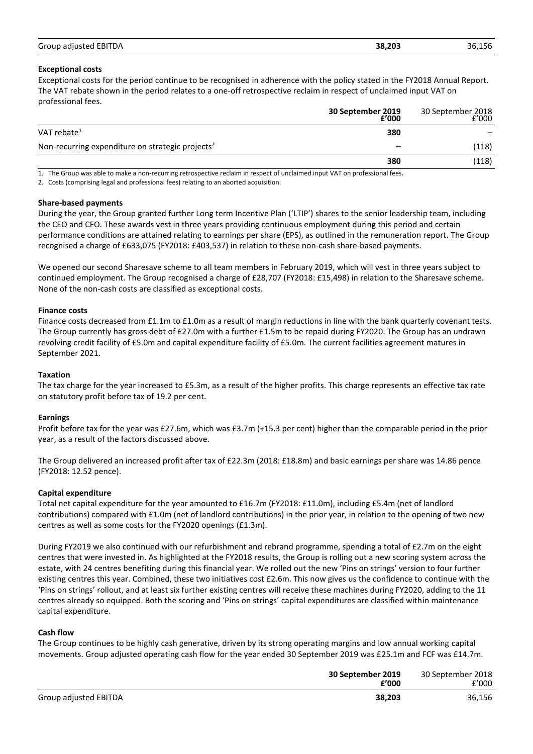| | | |
|---|---|---|
| Group adjusted EBITDA | **38,203** | 36,156 |

**Exceptional costs**

Exceptional costs for the period continue to be recognised in adherence with the policy stated in the FY2018 Annual Report. The VAT rebate shown in the period relates to a one-off retrospective reclaim in respect of unclaimed input VAT on professional fees.

| | **30 September 2019 £'000** | 30 September 2018 £'000 |
|---|---|---|
| VAT rebate[1] | **380** | – |
| Non-recurring expenditure on strategic projects[2] | **–** | (118) |
| | **380** | (118) |

1. The Group was able to make a non-recurring retrospective reclaim in respect of unclaimed input VAT on professional fees.
2. Costs (comprising legal and professional fees) relating to an aborted acquisition.

**Share-based payments**

During the year, the Group granted further Long term Incentive Plan ('LTIP') shares to the senior leadership team, including the CEO and CFO. These awards vest in three years providing continuous employment during this period and certain performance conditions are attained relating to earnings per share (EPS), as outlined in the remuneration report. The Group recognised a charge of £633,075 (FY2018: £403,537) in relation to these non-cash share-based payments.

We opened our second Sharesave scheme to all team members in February 2019, which will vest in three years subject to continued employment. The Group recognised a charge of £28,707 (FY2018: £15,498) in relation to the Sharesave scheme. None of the non-cash costs are classified as exceptional costs.

**Finance costs**

Finance costs decreased from £1.1m to £1.0m as a result of margin reductions in line with the bank quarterly covenant tests. The Group currently has gross debt of £27.0m with a further £1.5m to be repaid during FY2020. The Group has an undrawn revolving credit facility of £5.0m and capital expenditure facility of £5.0m. The current facilities agreement matures in September 2021.

**Taxation**

The tax charge for the year increased to £5.3m, as a result of the higher profits. This charge represents an effective tax rate on statutory profit before tax of 19.2 per cent.

**Earnings**

Profit before tax for the year was £27.6m, which was £3.7m (+15.3 per cent) higher than the comparable period in the prior year, as a result of the factors discussed above.

The Group delivered an increased profit after tax of £22.3m (2018: £18.8m) and basic earnings per share was 14.86 pence (FY2018: 12.52 pence).

**Capital expenditure**

Total net capital expenditure for the year amounted to £16.7m (FY2018: £11.0m), including £5.4m (net of landlord contributions) compared with £1.0m (net of landlord contributions) in the prior year, in relation to the opening of two new centres as well as some costs for the FY2020 openings (£1.3m).

During FY2019 we also continued with our refurbishment and rebrand programme, spending a total of £2.7m on the eight centres that were invested in. As highlighted at the FY2018 results, the Group is rolling out a new scoring system across the estate, with 24 centres benefiting during this financial year. We rolled out the new 'Pins on strings' version to four further existing centres this year. Combined, these two initiatives cost £2.6m. This now gives us the confidence to continue with the 'Pins on strings' rollout, and at least six further existing centres will receive these machines during FY2020, adding to the 11 centres already so equipped. Both the scoring and 'Pins on strings' capital expenditures are classified within maintenance capital expenditure.

**Cash flow**

The Group continues to be highly cash generative, driven by its strong operating margins and low annual working capital movements. Group adjusted operating cash flow for the year ended 30 September 2019 was £25.1m and FCF was £14.7m.

| | **30 September 2019 £'000** | 30 September 2018 £'000 |
|---|---|---|
| Group adjusted EBITDA | **38,203** | 36,156 |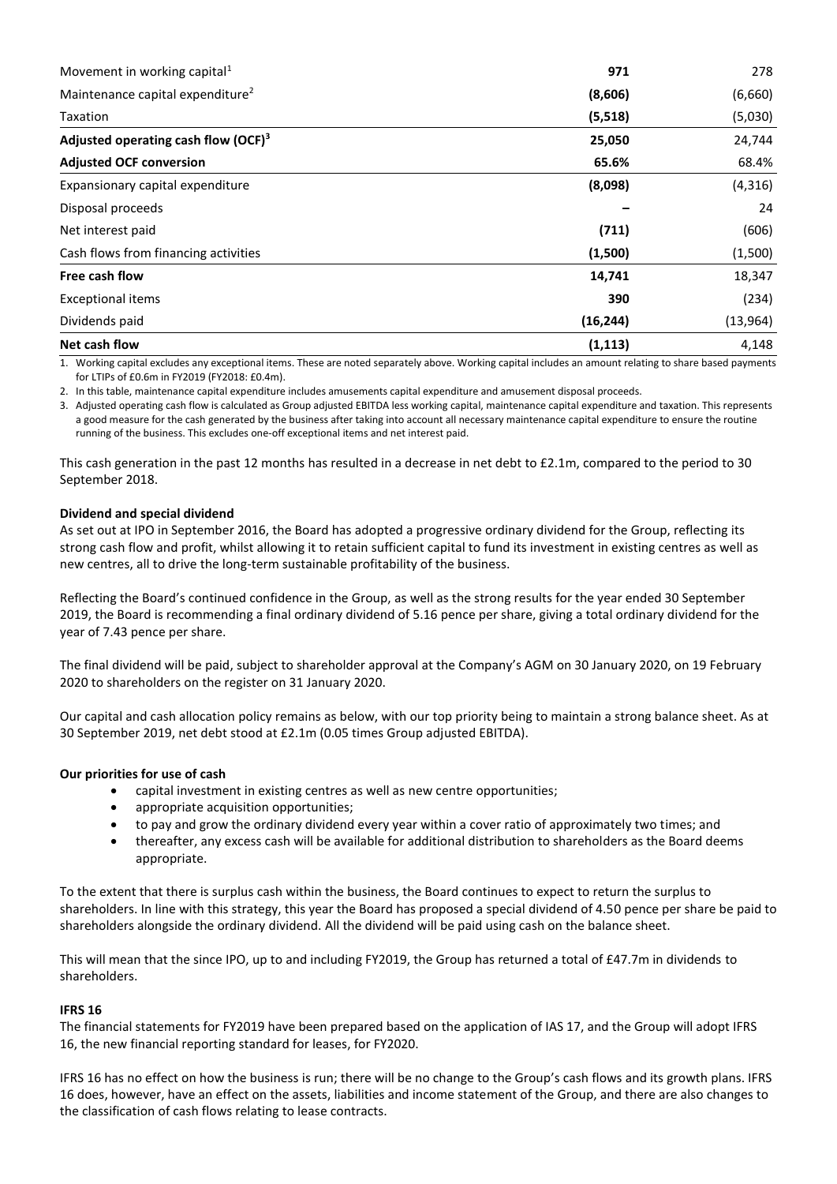| | | |
|---|---|---|
| Movement in working capital[1] | **971** | 278 |
| Maintenance capital expenditure[2] | **(8,606)** | (6,660) |
| Taxation | **(5,518)** | (5,030) |
| **Adjusted operating cash flow (OCF)[3]** | **25,050** | 24,744 |
| **Adjusted OCF conversion** | **65.6%** | 68.4% |
| Expansionary capital expenditure | **(8,098)** | (4,316) |
| Disposal proceeds | **–** | 24 |
| Net interest paid | **(711)** | (606) |
| Cash flows from financing activities | **(1,500)** | (1,500) |
| **Free cash flow** | **14,741** | 18,347 |
| Exceptional items | **390** | (234) |
| Dividends paid | **(16,244)** | (13,964) |
| **Net cash flow** | **(1,113)** | 4,148 |

1. Working capital excludes any exceptional items. These are noted separately above. Working capital includes an amount relating to share based payments for LTIPs of £0.6m in FY2019 (FY2018: £0.4m).
2. In this table, maintenance capital expenditure includes amusements capital expenditure and amusement disposal proceeds.
3. Adjusted operating cash flow is calculated as Group adjusted EBITDA less working capital, maintenance capital expenditure and taxation. This represents a good measure for the cash generated by the business after taking into account all necessary maintenance capital expenditure to ensure the routine running of the business. This excludes one-off exceptional items and net interest paid.

This cash generation in the past 12 months has resulted in a decrease in net debt to £2.1m, compared to the period to 30 September 2018.

**Dividend and special dividend**

As set out at IPO in September 2016, the Board has adopted a progressive ordinary dividend for the Group, reflecting its strong cash flow and profit, whilst allowing it to retain sufficient capital to fund its investment in existing centres as well as new centres, all to drive the long-term sustainable profitability of the business.

Reflecting the Board's continued confidence in the Group, as well as the strong results for the year ended 30 September 2019, the Board is recommending a final ordinary dividend of 5.16 pence per share, giving a total ordinary dividend for the year of 7.43 pence per share.

The final dividend will be paid, subject to shareholder approval at the Company's AGM on 30 January 2020, on 19 February 2020 to shareholders on the register on 31 January 2020.

Our capital and cash allocation policy remains as below, with our top priority being to maintain a strong balance sheet. As at 30 September 2019, net debt stood at £2.1m (0.05 times Group adjusted EBITDA).

**Our priorities for use of cash**

- capital investment in existing centres as well as new centre opportunities;
- appropriate acquisition opportunities;
- to pay and grow the ordinary dividend every year within a cover ratio of approximately two times; and
- thereafter, any excess cash will be available for additional distribution to shareholders as the Board deems appropriate.

To the extent that there is surplus cash within the business, the Board continues to expect to return the surplus to shareholders. In line with this strategy, this year the Board has proposed a special dividend of 4.50 pence per share be paid to shareholders alongside the ordinary dividend. All the dividend will be paid using cash on the balance sheet.

This will mean that the since IPO, up to and including FY2019, the Group has returned a total of £47.7m in dividends to shareholders.

**IFRS 16**

The financial statements for FY2019 have been prepared based on the application of IAS 17, and the Group will adopt IFRS 16, the new financial reporting standard for leases, for FY2020.

IFRS 16 has no effect on how the business is run; there will be no change to the Group's cash flows and its growth plans. IFRS 16 does, however, have an effect on the assets, liabilities and income statement of the Group, and there are also changes to the classification of cash flows relating to lease contracts.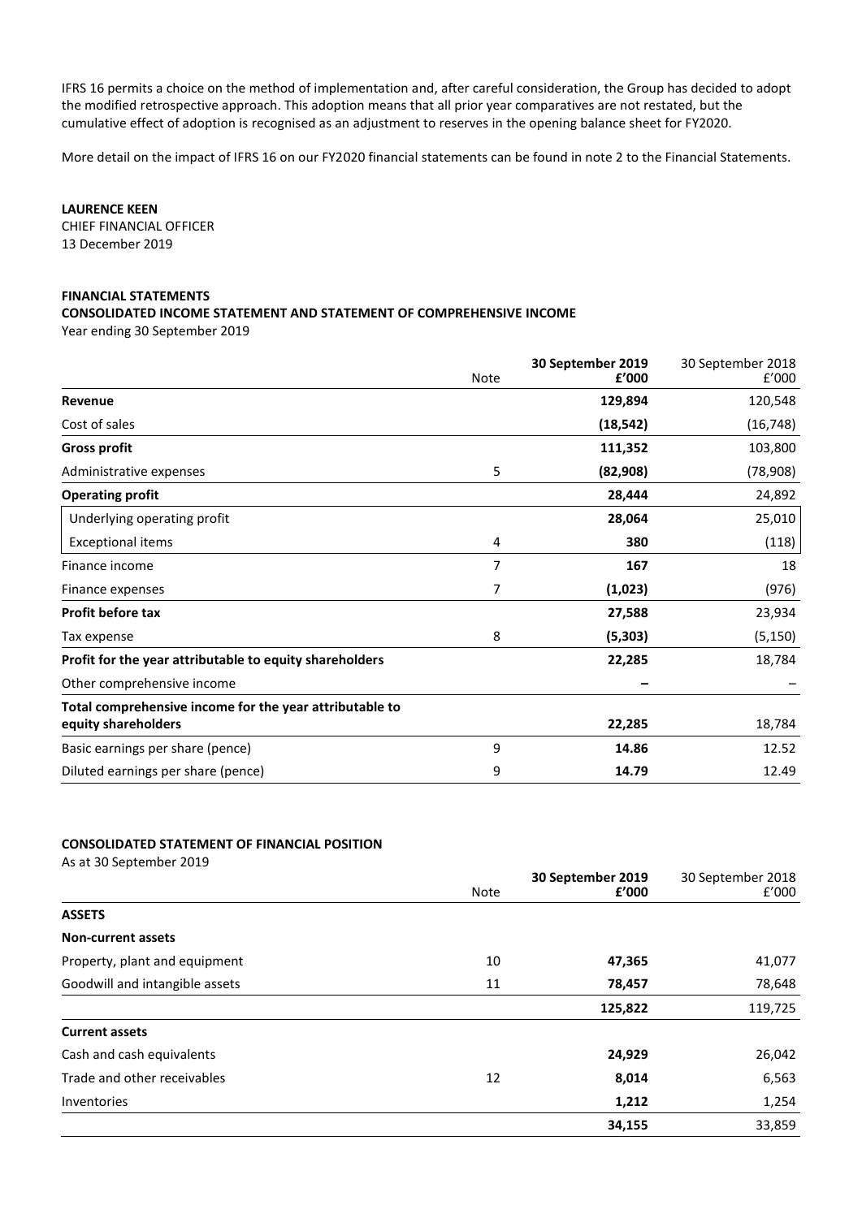IFRS 16 permits a choice on the method of implementation and, after careful consideration, the Group has decided to adopt the modified retrospective approach. This adoption means that all prior year comparatives are not restated, but the cumulative effect of adoption is recognised as an adjustment to reserves in the opening balance sheet for FY2020.

More detail on the impact of IFRS 16 on our FY2020 financial statements can be found in note 2 to the Financial Statements.

**LAURENCE KEEN**
CHIEF FINANCIAL OFFICER
13 December 2019

## FINANCIAL STATEMENTS

### CONSOLIDATED INCOME STATEMENT AND STATEMENT OF COMPREHENSIVE INCOME

Year ending 30 September 2019

| | Note | **30 September 2019 £'000** | 30 September 2018 £'000 |
|---|---|---|---|
| **Revenue** | | **129,894** | 120,548 |
| Cost of sales | | **(18,542)** | (16,748) |
| **Gross profit** | | **111,352** | 103,800 |
| Administrative expenses | 5 | **(82,908)** | (78,908) |
| **Operating profit** | | **28,444** | 24,892 |
| Underlying operating profit | | **28,064** | 25,010 |
| Exceptional items | 4 | **380** | (118) |
| Finance income | 7 | **167** | 18 |
| Finance expenses | 7 | **(1,023)** | (976) |
| **Profit before tax** | | **27,588** | 23,934 |
| Tax expense | 8 | **(5,303)** | (5,150) |
| **Profit for the year attributable to equity shareholders** | | **22,285** | 18,784 |
| Other comprehensive income | | **–** | – |
| **Total comprehensive income for the year attributable to equity shareholders** | | **22,285** | 18,784 |
| Basic earnings per share (pence) | 9 | **14.86** | 12.52 |
| Diluted earnings per share (pence) | 9 | **14.79** | 12.49 |

### CONSOLIDATED STATEMENT OF FINANCIAL POSITION

As at 30 September 2019

| | Note | **30 September 2019 £'000** | 30 September 2018 £'000 |
|---|---|---|---|
| **ASSETS** | | | |
| **Non-current assets** | | | |
| Property, plant and equipment | 10 | **47,365** | 41,077 |
| Goodwill and intangible assets | 11 | **78,457** | 78,648 |
| | | **125,822** | 119,725 |
| **Current assets** | | | |
| Cash and cash equivalents | | **24,929** | 26,042 |
| Trade and other receivables | 12 | **8,014** | 6,563 |
| Inventories | | **1,212** | 1,254 |
| | | **34,155** | 33,859 |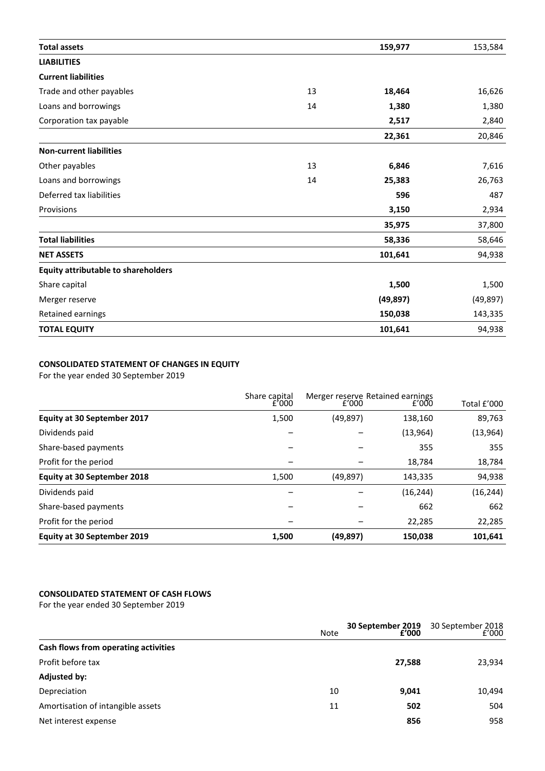| | | | |
|---|---|---|---|
| **Total assets** | | **159,977** | 153,584 |
| **LIABILITIES** | | | |
| **Current liabilities** | | | |
| Trade and other payables | 13 | **18,464** | 16,626 |
| Loans and borrowings | 14 | **1,380** | 1,380 |
| Corporation tax payable | | **2,517** | 2,840 |
| | | **22,361** | 20,846 |
| **Non-current liabilities** | | | |
| Other payables | 13 | **6,846** | 7,616 |
| Loans and borrowings | 14 | **25,383** | 26,763 |
| Deferred tax liabilities | | **596** | 487 |
| Provisions | | **3,150** | 2,934 |
| | | **35,975** | 37,800 |
| **Total liabilities** | | **58,336** | 58,646 |
| **NET ASSETS** | | **101,641** | 94,938 |
| **Equity attributable to shareholders** | | | |
| Share capital | | **1,500** | 1,500 |
| Merger reserve | | **(49,897)** | (49,897) |
| Retained earnings | | **150,038** | 143,335 |
| **TOTAL EQUITY** | | **101,641** | 94,938 |

**CONSOLIDATED STATEMENT OF CHANGES IN EQUITY**

For the year ended 30 September 2019

| | Share capital £'000 | Merger reserve £'000 | Retained earnings £'000 | Total £'000 |
|---|---|---|---|---|
| **Equity at 30 September 2017** | 1,500 | (49,897) | 138,160 | 89,763 |
| Dividends paid | – | – | (13,964) | (13,964) |
| Share-based payments | – | – | 355 | 355 |
| Profit for the period | – | – | 18,784 | 18,784 |
| **Equity at 30 September 2018** | 1,500 | (49,897) | 143,335 | 94,938 |
| Dividends paid | – | – | (16,244) | (16,244) |
| Share-based payments | – | – | 662 | 662 |
| Profit for the period | – | – | 22,285 | 22,285 |
| **Equity at 30 September 2019** | **1,500** | **(49,897)** | **150,038** | **101,641** |

**CONSOLIDATED STATEMENT OF CASH FLOWS**

For the year ended 30 September 2019

| | Note | **30 September 2019 £'000** | 30 September 2018 £'000 |
|---|---|---|---|
| **Cash flows from operating activities** | | | |
| Profit before tax | | **27,588** | 23,934 |
| **Adjusted by:** | | | |
| Depreciation | 10 | **9,041** | 10,494 |
| Amortisation of intangible assets | 11 | **502** | 504 |
| Net interest expense | | **856** | 958 |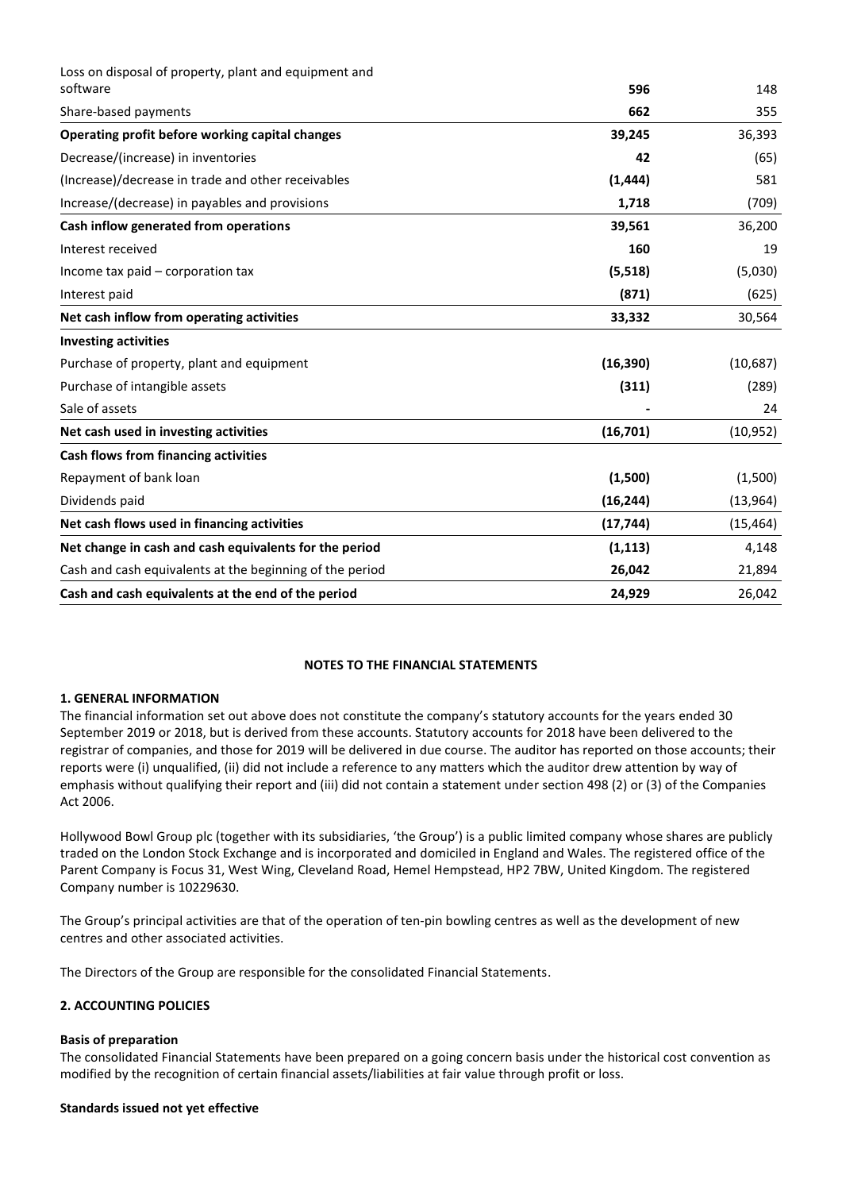| | | |
|---|---|---|
| Loss on disposal of property, plant and equipment and software | **596** | 148 |
| Share-based payments | **662** | 355 |
| **Operating profit before working capital changes** | **39,245** | 36,393 |
| Decrease/(increase) in inventories | **42** | (65) |
| (Increase)/decrease in trade and other receivables | **(1,444)** | 581 |
| Increase/(decrease) in payables and provisions | **1,718** | (709) |
| **Cash inflow generated from operations** | **39,561** | 36,200 |
| Interest received | **160** | 19 |
| Income tax paid – corporation tax | **(5,518)** | (5,030) |
| Interest paid | **(871)** | (625) |
| **Net cash inflow from operating activities** | **33,332** | 30,564 |
| **Investing activities** | | |
| Purchase of property, plant and equipment | **(16,390)** | (10,687) |
| Purchase of intangible assets | **(311)** | (289) |
| Sale of assets | **-** | 24 |
| **Net cash used in investing activities** | **(16,701)** | (10,952) |
| **Cash flows from financing activities** | | |
| Repayment of bank loan | **(1,500)** | (1,500) |
| Dividends paid | **(16,244)** | (13,964) |
| **Net cash flows used in financing activities** | **(17,744)** | (15,464) |
| **Net change in cash and cash equivalents for the period** | **(1,113)** | 4,148 |
| Cash and cash equivalents at the beginning of the period | **26,042** | 21,894 |
| **Cash and cash equivalents at the end of the period** | **24,929** | 26,042 |

## NOTES TO THE FINANCIAL STATEMENTS

### 1. GENERAL INFORMATION

The financial information set out above does not constitute the company's statutory accounts for the years ended 30 September 2019 or 2018, but is derived from these accounts. Statutory accounts for 2018 have been delivered to the registrar of companies, and those for 2019 will be delivered in due course. The auditor has reported on those accounts; their reports were (i) unqualified, (ii) did not include a reference to any matters which the auditor drew attention by way of emphasis without qualifying their report and (iii) did not contain a statement under section 498 (2) or (3) of the Companies Act 2006.

Hollywood Bowl Group plc (together with its subsidiaries, 'the Group') is a public limited company whose shares are publicly traded on the London Stock Exchange and is incorporated and domiciled in England and Wales. The registered office of the Parent Company is Focus 31, West Wing, Cleveland Road, Hemel Hempstead, HP2 7BW, United Kingdom. The registered Company number is 10229630.

The Group's principal activities are that of the operation of ten-pin bowling centres as well as the development of new centres and other associated activities.

The Directors of the Group are responsible for the consolidated Financial Statements.

### 2. ACCOUNTING POLICIES

**Basis of preparation**

The consolidated Financial Statements have been prepared on a going concern basis under the historical cost convention as modified by the recognition of certain financial assets/liabilities at fair value through profit or loss.

**Standards issued not yet effective**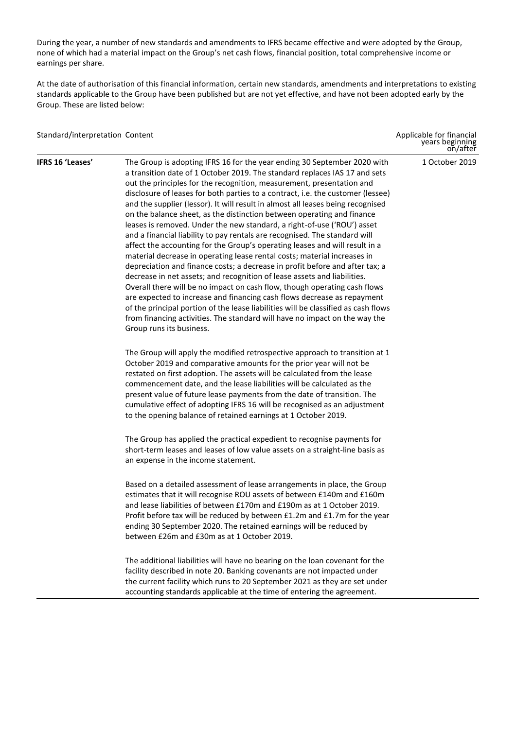During the year, a number of new standards and amendments to IFRS became effective and were adopted by the Group, none of which had a material impact on the Group's net cash flows, financial position, total comprehensive income or earnings per share.

At the date of authorisation of this financial information, certain new standards, amendments and interpretations to existing standards applicable to the Group have been published but are not yet effective, and have not been adopted early by the Group. These are listed below:

| Standard/interpretation | Content | Applicable for financial years beginning on/after |
|---|---|---|
| **IFRS 16 'Leases'** | The Group is adopting IFRS 16 for the year ending 30 September 2020 with a transition date of 1 October 2019. The standard replaces IAS 17 and sets out the principles for the recognition, measurement, presentation and disclosure of leases for both parties to a contract, i.e. the customer (lessee) and the supplier (lessor). It will result in almost all leases being recognised on the balance sheet, as the distinction between operating and finance leases is removed. Under the new standard, a right-of-use ('ROU') asset and a financial liability to pay rentals are recognised. The standard will affect the accounting for the Group's operating leases and will result in a material decrease in operating lease rental costs; material increases in depreciation and finance costs; a decrease in profit before and after tax; a decrease in net assets; and recognition of lease assets and liabilities. Overall there will be no impact on cash flow, though operating cash flows are expected to increase and financing cash flows decrease as repayment of the principal portion of the lease liabilities will be classified as cash flows from financing activities. The standard will have no impact on the way the Group runs its business.<br><br>The Group will apply the modified retrospective approach to transition at 1 October 2019 and comparative amounts for the prior year will not be restated on first adoption. The assets will be calculated from the lease commencement date, and the lease liabilities will be calculated as the present value of future lease payments from the date of transition. The cumulative effect of adopting IFRS 16 will be recognised as an adjustment to the opening balance of retained earnings at 1 October 2019.<br><br>The Group has applied the practical expedient to recognise payments for short-term leases and leases of low value assets on a straight-line basis as an expense in the income statement.<br><br>Based on a detailed assessment of lease arrangements in place, the Group estimates that it will recognise ROU assets of between £140m and £160m and lease liabilities of between £170m and £190m as at 1 October 2019. Profit before tax will be reduced by between £1.2m and £1.7m for the year ending 30 September 2020. The retained earnings will be reduced by between £26m and £30m as at 1 October 2019.<br><br>The additional liabilities will have no bearing on the loan covenant for the facility described in note 20. Banking covenants are not impacted under the current facility which runs to 20 September 2021 as they are set under accounting standards applicable at the time of entering the agreement. | 1 October 2019 |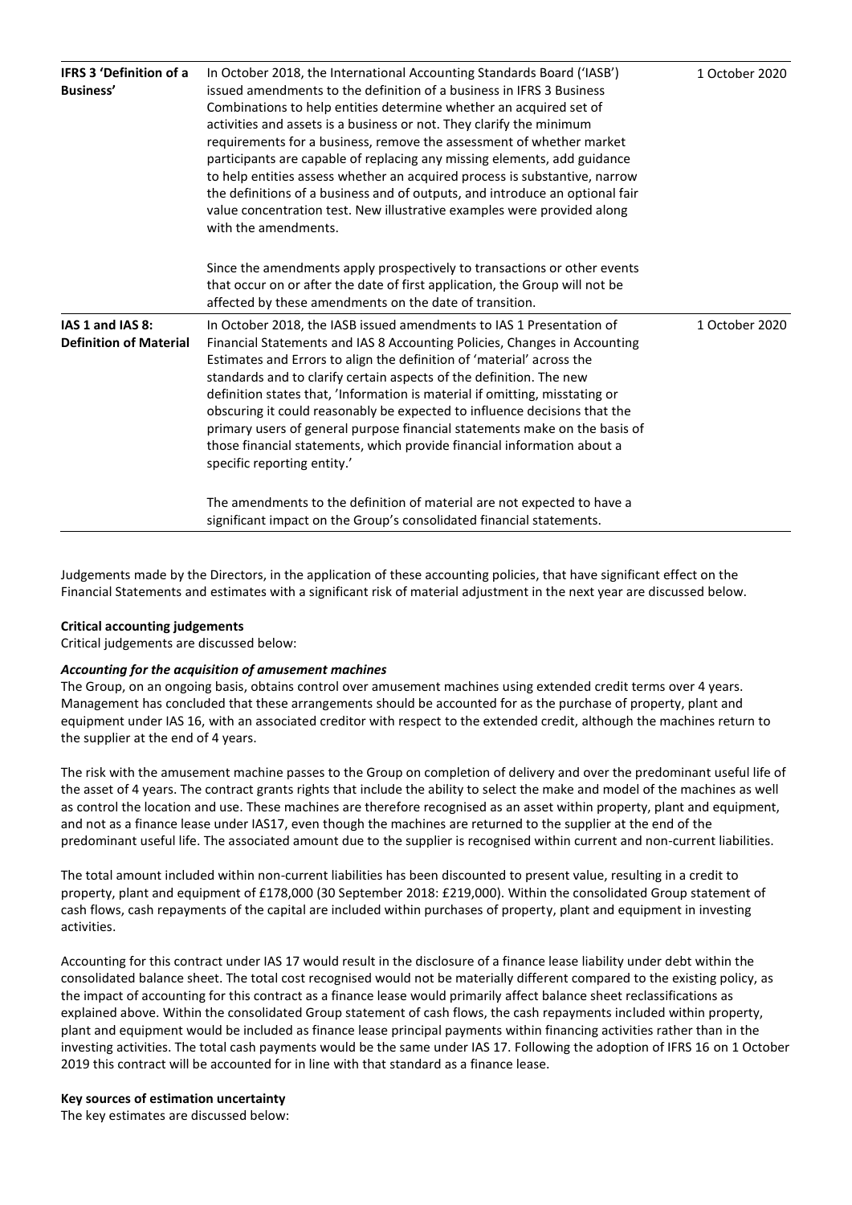| | | |
|---|---|---|
| **IFRS 3 'Definition of a Business'** | In October 2018, the International Accounting Standards Board ('IASB') issued amendments to the definition of a business in IFRS 3 Business Combinations to help entities determine whether an acquired set of activities and assets is a business or not. They clarify the minimum requirements for a business, remove the assessment of whether market participants are capable of replacing any missing elements, add guidance to help entities assess whether an acquired process is substantive, narrow the definitions of a business and of outputs, and introduce an optional fair value concentration test. New illustrative examples were provided along with the amendments.<br><br>Since the amendments apply prospectively to transactions or other events that occur on or after the date of first application, the Group will not be affected by these amendments on the date of transition. | 1 October 2020 |
| **IAS 1 and IAS 8: Definition of Material** | In October 2018, the IASB issued amendments to IAS 1 Presentation of Financial Statements and IAS 8 Accounting Policies, Changes in Accounting Estimates and Errors to align the definition of 'material' across the standards and to clarify certain aspects of the definition. The new definition states that, 'Information is material if omitting, misstating or obscuring it could reasonably be expected to influence decisions that the primary users of general purpose financial statements make on the basis of those financial statements, which provide financial information about a specific reporting entity.'<br><br>The amendments to the definition of material are not expected to have a significant impact on the Group's consolidated financial statements. | 1 October 2020 |

Judgements made by the Directors, in the application of these accounting policies, that have significant effect on the Financial Statements and estimates with a significant risk of material adjustment in the next year are discussed below.

**Critical accounting judgements**

Critical judgements are discussed below:

***Accounting for the acquisition of amusement machines***

The Group, on an ongoing basis, obtains control over amusement machines using extended credit terms over 4 years. Management has concluded that these arrangements should be accounted for as the purchase of property, plant and equipment under IAS 16, with an associated creditor with respect to the extended credit, although the machines return to the supplier at the end of 4 years.

The risk with the amusement machine passes to the Group on completion of delivery and over the predominant useful life of the asset of 4 years. The contract grants rights that include the ability to select the make and model of the machines as well as control the location and use. These machines are therefore recognised as an asset within property, plant and equipment, and not as a finance lease under IAS17, even though the machines are returned to the supplier at the end of the predominant useful life. The associated amount due to the supplier is recognised within current and non-current liabilities.

The total amount included within non-current liabilities has been discounted to present value, resulting in a credit to property, plant and equipment of £178,000 (30 September 2018: £219,000). Within the consolidated Group statement of cash flows, cash repayments of the capital are included within purchases of property, plant and equipment in investing activities.

Accounting for this contract under IAS 17 would result in the disclosure of a finance lease liability under debt within the consolidated balance sheet. The total cost recognised would not be materially different compared to the existing policy, as the impact of accounting for this contract as a finance lease would primarily affect balance sheet reclassifications as explained above. Within the consolidated Group statement of cash flows, the cash repayments included within property, plant and equipment would be included as finance lease principal payments within financing activities rather than in the investing activities. The total cash payments would be the same under IAS 17. Following the adoption of IFRS 16 on 1 October 2019 this contract will be accounted for in line with that standard as a finance lease.

**Key sources of estimation uncertainty**

The key estimates are discussed below: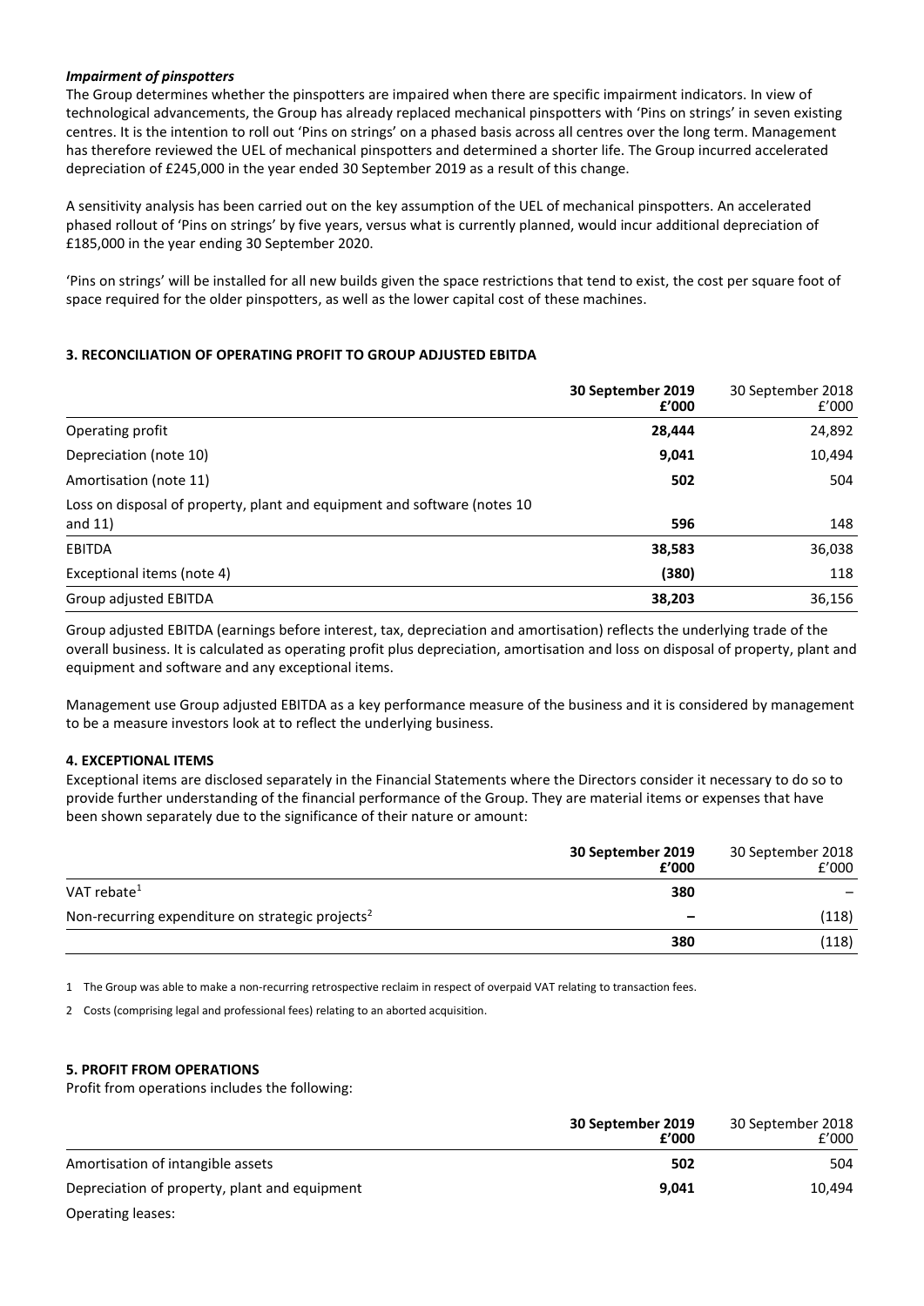***Impairment of pinspotters***

The Group determines whether the pinspotters are impaired when there are specific impairment indicators. In view of technological advancements, the Group has already replaced mechanical pinspotters with 'Pins on strings' in seven existing centres. It is the intention to roll out 'Pins on strings' on a phased basis across all centres over the long term. Management has therefore reviewed the UEL of mechanical pinspotters and determined a shorter life. The Group incurred accelerated depreciation of £245,000 in the year ended 30 September 2019 as a result of this change.

A sensitivity analysis has been carried out on the key assumption of the UEL of mechanical pinspotters. An accelerated phased rollout of 'Pins on strings' by five years, versus what is currently planned, would incur additional depreciation of £185,000 in the year ending 30 September 2020.

'Pins on strings' will be installed for all new builds given the space restrictions that tend to exist, the cost per square foot of space required for the older pinspotters, as well as the lower capital cost of these machines.

**3. RECONCILIATION OF OPERATING PROFIT TO GROUP ADJUSTED EBITDA**

| | **30 September 2019 £'000** | 30 September 2018 £'000 |
|---|---|---|
| Operating profit | **28,444** | 24,892 |
| Depreciation (note 10) | **9,041** | 10,494 |
| Amortisation (note 11) | **502** | 504 |
| Loss on disposal of property, plant and equipment and software (notes 10 and 11) | **596** | 148 |
| EBITDA | **38,583** | 36,038 |
| Exceptional items (note 4) | **(380)** | 118 |
| Group adjusted EBITDA | **38,203** | 36,156 |

Group adjusted EBITDA (earnings before interest, tax, depreciation and amortisation) reflects the underlying trade of the overall business. It is calculated as operating profit plus depreciation, amortisation and loss on disposal of property, plant and equipment and software and any exceptional items.

Management use Group adjusted EBITDA as a key performance measure of the business and it is considered by management to be a measure investors look at to reflect the underlying business.

**4. EXCEPTIONAL ITEMS**

Exceptional items are disclosed separately in the Financial Statements where the Directors consider it necessary to do so to provide further understanding of the financial performance of the Group. They are material items or expenses that have been shown separately due to the significance of their nature or amount:

| | **30 September 2019 £'000** | 30 September 2018 £'000 |
|---|---|---|
| VAT rebate[1] | **380** | – |
| Non-recurring expenditure on strategic projects[2] | **–** | (118) |
| | **380** | (118) |

1 The Group was able to make a non-recurring retrospective reclaim in respect of overpaid VAT relating to transaction fees.

2 Costs (comprising legal and professional fees) relating to an aborted acquisition.

**5. PROFIT FROM OPERATIONS**

Profit from operations includes the following:

| | **30 September 2019 £'000** | 30 September 2018 £'000 |
|---|---|---|
| Amortisation of intangible assets | **502** | 504 |
| Depreciation of property, plant and equipment | **9,041** | 10,494 |
| Operating leases: | | |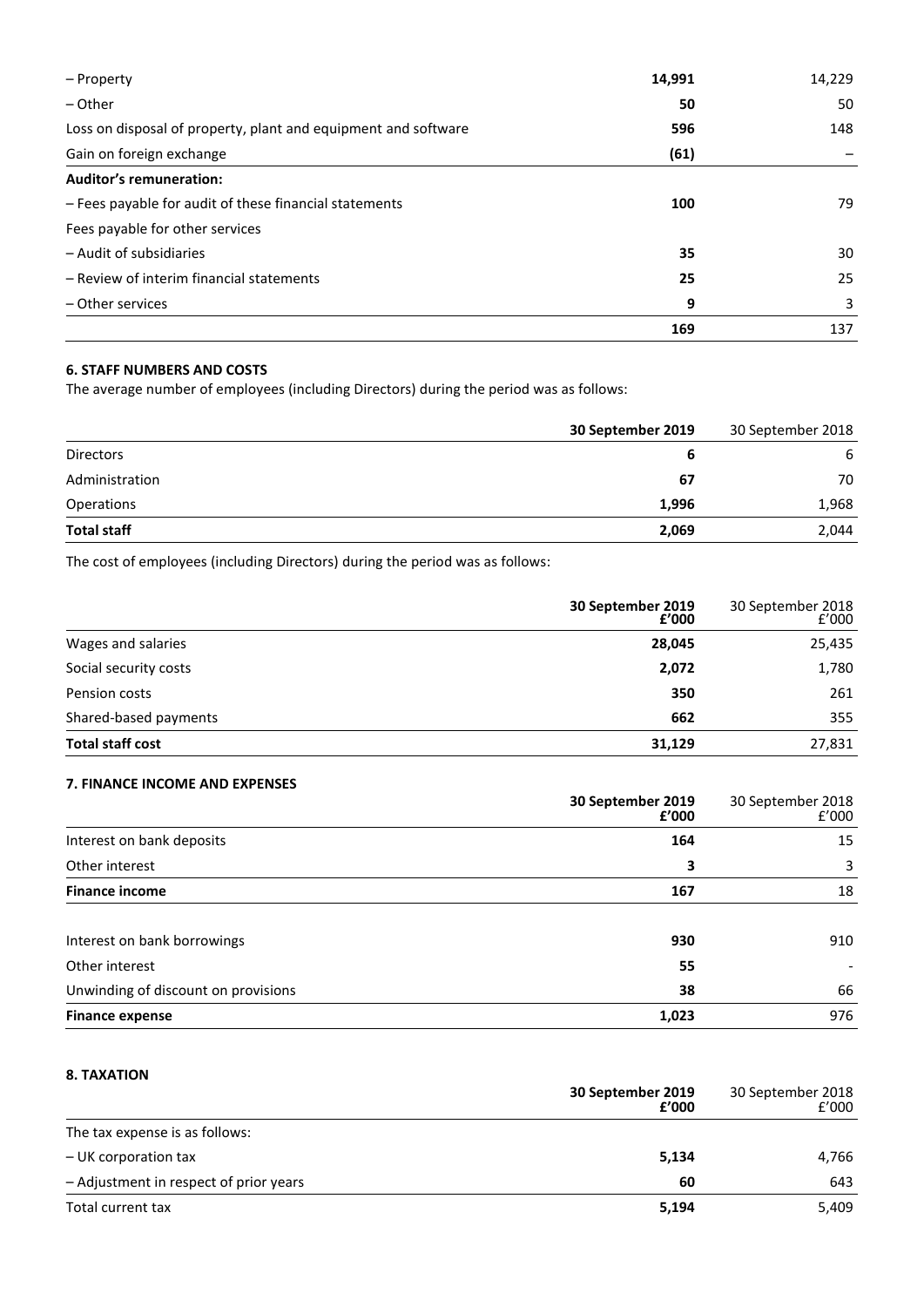| | | |
|---|---|---|
| – Property | **14,991** | 14,229 |
| – Other | **50** | 50 |
| Loss on disposal of property, plant and equipment and software | **596** | 148 |
| Gain on foreign exchange | **(61)** | – |
| **Auditor's remuneration:** | | |
| – Fees payable for audit of these financial statements | **100** | 79 |
| Fees payable for other services | | |
| – Audit of subsidiaries | **35** | 30 |
| – Review of interim financial statements | **25** | 25 |
| – Other services | **9** | 3 |
| | **169** | 137 |

**6. STAFF NUMBERS AND COSTS**

The average number of employees (including Directors) during the period was as follows:

| | **30 September 2019** | 30 September 2018 |
|---|---|---|
| Directors | **6** | 6 |
| Administration | **67** | 70 |
| Operations | **1,996** | 1,968 |
| **Total staff** | **2,069** | 2,044 |

The cost of employees (including Directors) during the period was as follows:

| | **30 September 2019 £'000** | 30 September 2018 £'000 |
|---|---|---|
| Wages and salaries | **28,045** | 25,435 |
| Social security costs | **2,072** | 1,780 |
| Pension costs | **350** | 261 |
| Shared-based payments | **662** | 355 |
| **Total staff cost** | **31,129** | 27,831 |

**7. FINANCE INCOME AND EXPENSES**

| | **30 September 2019 £'000** | 30 September 2018 £'000 |
|---|---|---|
| Interest on bank deposits | **164** | 15 |
| Other interest | **3** | 3 |
| **Finance income** | **167** | 18 |
| | | |
| Interest on bank borrowings | **930** | 910 |
| Other interest | **55** | - |
| Unwinding of discount on provisions | **38** | 66 |
| **Finance expense** | **1,023** | 976 |

**8. TAXATION**

| | **30 September 2019 £'000** | 30 September 2018 £'000 |
|---|---|---|
| The tax expense is as follows: | | |
| – UK corporation tax | **5,134** | 4,766 |
| – Adjustment in respect of prior years | **60** | 643 |
| Total current tax | **5,194** | 5,409 |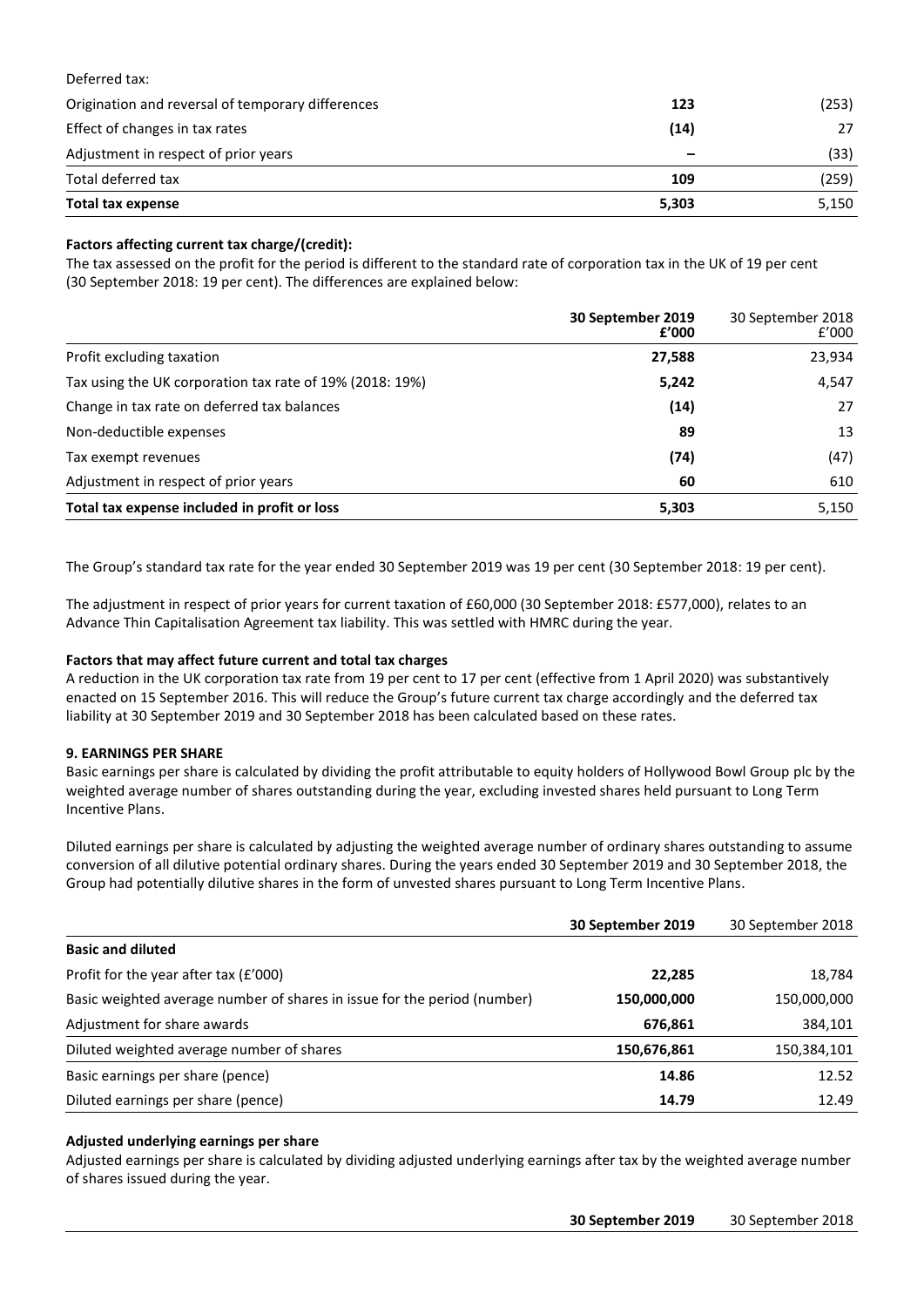| | | |
|---|---|---|
| Deferred tax: | | |
| Origination and reversal of temporary differences | **123** | (253) |
| Effect of changes in tax rates | **(14)** | 27 |
| Adjustment in respect of prior years | **–** | (33) |
| Total deferred tax | **109** | (259) |
| **Total tax expense** | **5,303** | 5,150 |

**Factors affecting current tax charge/(credit):**

The tax assessed on the profit for the period is different to the standard rate of corporation tax in the UK of 19 per cent (30 September 2018: 19 per cent). The differences are explained below:

| | **30 September 2019 £'000** | 30 September 2018 £'000 |
|---|---|---|
| Profit excluding taxation | **27,588** | 23,934 |
| Tax using the UK corporation tax rate of 19% (2018: 19%) | **5,242** | 4,547 |
| Change in tax rate on deferred tax balances | **(14)** | 27 |
| Non-deductible expenses | **89** | 13 |
| Tax exempt revenues | **(74)** | (47) |
| Adjustment in respect of prior years | **60** | 610 |
| **Total tax expense included in profit or loss** | **5,303** | 5,150 |

The Group's standard tax rate for the year ended 30 September 2019 was 19 per cent (30 September 2018: 19 per cent).

The adjustment in respect of prior years for current taxation of £60,000 (30 September 2018: £577,000), relates to an Advance Thin Capitalisation Agreement tax liability. This was settled with HMRC during the year.

**Factors that may affect future current and total tax charges**

A reduction in the UK corporation tax rate from 19 per cent to 17 per cent (effective from 1 April 2020) was substantively enacted on 15 September 2016. This will reduce the Group's future current tax charge accordingly and the deferred tax liability at 30 September 2019 and 30 September 2018 has been calculated based on these rates.

**9. EARNINGS PER SHARE**

Basic earnings per share is calculated by dividing the profit attributable to equity holders of Hollywood Bowl Group plc by the weighted average number of shares outstanding during the year, excluding invested shares held pursuant to Long Term Incentive Plans.

Diluted earnings per share is calculated by adjusting the weighted average number of ordinary shares outstanding to assume conversion of all dilutive potential ordinary shares. During the years ended 30 September 2019 and 30 September 2018, the Group had potentially dilutive shares in the form of unvested shares pursuant to Long Term Incentive Plans.

| | **30 September 2019** | 30 September 2018 |
|---|---|---|
| **Basic and diluted** | | |
| Profit for the year after tax (£'000) | **22,285** | 18,784 |
| Basic weighted average number of shares in issue for the period (number) | **150,000,000** | 150,000,000 |
| Adjustment for share awards | **676,861** | 384,101 |
| Diluted weighted average number of shares | **150,676,861** | 150,384,101 |
| Basic earnings per share (pence) | **14.86** | 12.52 |
| Diluted earnings per share (pence) | **14.79** | 12.49 |

**Adjusted underlying earnings per share**

Adjusted earnings per share is calculated by dividing adjusted underlying earnings after tax by the weighted average number of shares issued during the year.

| | **30 September 2019** | 30 September 2018 |
|---|---|---|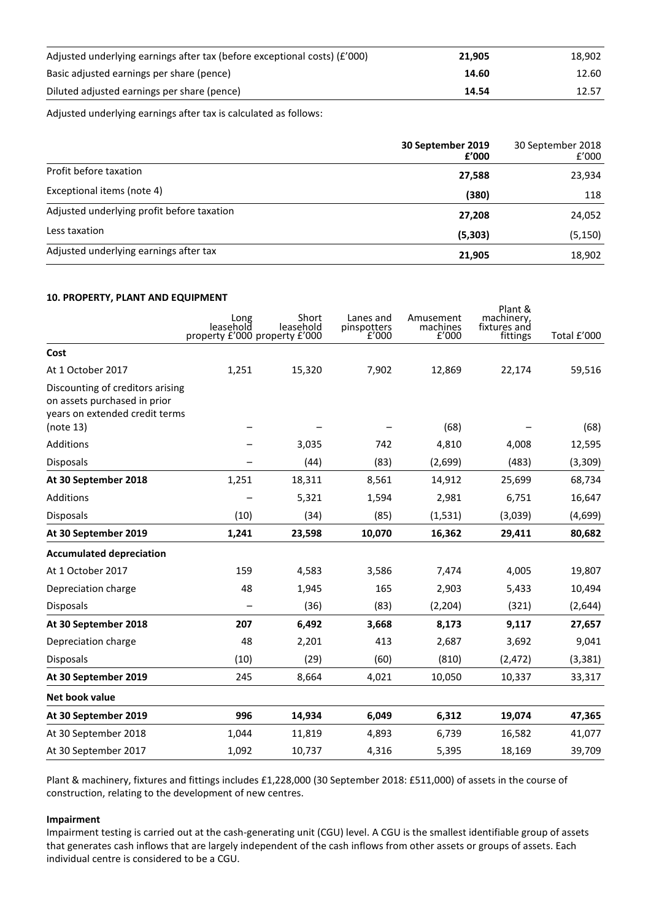| | | |
|---|---|---|
| Adjusted underlying earnings after tax (before exceptional costs) (£'000) | **21,905** | 18,902 |
| Basic adjusted earnings per share (pence) | **14.60** | 12.60 |
| Diluted adjusted earnings per share (pence) | **14.54** | 12.57 |

Adjusted underlying earnings after tax is calculated as follows:

| | 30 September 2019 £'000 | 30 September 2018 £'000 |
|---|---|---|
| Profit before taxation | **27,588** | 23,934 |
| Exceptional items (note 4) | **(380)** | 118 |
| Adjusted underlying profit before taxation | **27,208** | 24,052 |
| Less taxation | **(5,303)** | (5,150) |
| Adjusted underlying earnings after tax | **21,905** | 18,902 |

**10. PROPERTY, PLANT AND EQUIPMENT**

| | Long leasehold property £'000 | Short leasehold property £'000 | Lanes and pinspotters £'000 | Amusement machines £'000 | Plant & machinery, fixtures and fittings | Total £'000 |
|---|---|---|---|---|---|---|
| **Cost** | | | | | | |
| At 1 October 2017 | 1,251 | 15,320 | 7,902 | 12,869 | 22,174 | 59,516 |
| Discounting of creditors arising on assets purchased in prior years on extended credit terms (note 13) | – | – | – | (68) | – | (68) |
| Additions | – | 3,035 | 742 | 4,810 | 4,008 | 12,595 |
| Disposals | – | (44) | (83) | (2,699) | (483) | (3,309) |
| **At 30 September 2018** | 1,251 | 18,311 | 8,561 | 14,912 | 25,699 | 68,734 |
| Additions | – | 5,321 | 1,594 | 2,981 | 6,751 | 16,647 |
| Disposals | (10) | (34) | (85) | (1,531) | (3,039) | (4,699) |
| **At 30 September 2019** | **1,241** | **23,598** | **10,070** | **16,362** | **29,411** | **80,682** |
| **Accumulated depreciation** | | | | | | |
| At 1 October 2017 | 159 | 4,583 | 3,586 | 7,474 | 4,005 | 19,807 |
| Depreciation charge | 48 | 1,945 | 165 | 2,903 | 5,433 | 10,494 |
| Disposals | – | (36) | (83) | (2,204) | (321) | (2,644) |
| **At 30 September 2018** | **207** | **6,492** | **3,668** | **8,173** | **9,117** | **27,657** |
| Depreciation charge | 48 | 2,201 | 413 | 2,687 | 3,692 | 9,041 |
| Disposals | (10) | (29) | (60) | (810) | (2,472) | (3,381) |
| **At 30 September 2019** | 245 | 8,664 | 4,021 | 10,050 | 10,337 | 33,317 |
| **Net book value** | | | | | | |
| **At 30 September 2019** | **996** | **14,934** | **6,049** | **6,312** | **19,074** | **47,365** |
| At 30 September 2018 | 1,044 | 11,819 | 4,893 | 6,739 | 16,582 | 41,077 |
| At 30 September 2017 | 1,092 | 10,737 | 4,316 | 5,395 | 18,169 | 39,709 |

Plant & machinery, fixtures and fittings includes £1,228,000 (30 September 2018: £511,000) of assets in the course of construction, relating to the development of new centres.

**Impairment**

Impairment testing is carried out at the cash-generating unit (CGU) level. A CGU is the smallest identifiable group of assets that generates cash inflows that are largely independent of the cash inflows from other assets or groups of assets. Each individual centre is considered to be a CGU.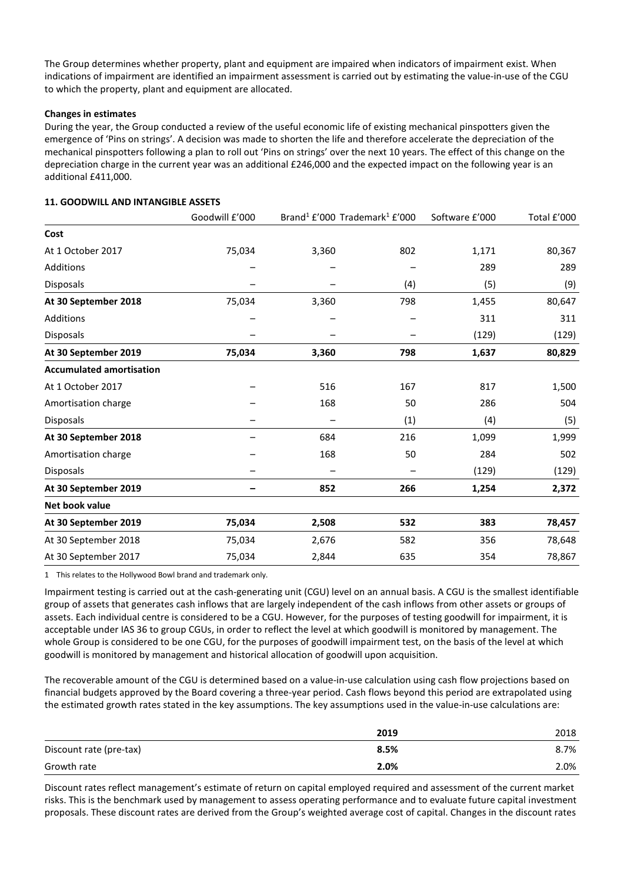The Group determines whether property, plant and equipment are impaired when indicators of impairment exist. When indications of impairment are identified an impairment assessment is carried out by estimating the value-in-use of the CGU to which the property, plant and equipment are allocated.

**Changes in estimates**

During the year, the Group conducted a review of the useful economic life of existing mechanical pinspotters given the emergence of 'Pins on strings'. A decision was made to shorten the life and therefore accelerate the depreciation of the mechanical pinspotters following a plan to roll out 'Pins on strings' over the next 10 years. The effect of this change on the depreciation charge in the current year was an additional £246,000 and the expected impact on the following year is an additional £411,000.

**11. GOODWILL AND INTANGIBLE ASSETS**

| | Goodwill £'000 | Brand[1] £'000 | Trademark[1] £'000 | Software £'000 | Total £'000 |
|---|---|---|---|---|---|
| **Cost** | | | | | |
| At 1 October 2017 | 75,034 | 3,360 | 802 | 1,171 | 80,367 |
| Additions | – | – | – | 289 | 289 |
| Disposals | – | – | (4) | (5) | (9) |
| **At 30 September 2018** | 75,034 | 3,360 | 798 | 1,455 | 80,647 |
| Additions | – | – | – | 311 | 311 |
| Disposals | – | – | – | (129) | (129) |
| **At 30 September 2019** | **75,034** | **3,360** | **798** | **1,637** | **80,829** |
| **Accumulated amortisation** | | | | | |
| At 1 October 2017 | – | 516 | 167 | 817 | 1,500 |
| Amortisation charge | – | 168 | 50 | 286 | 504 |
| Disposals | – | – | (1) | (4) | (5) |
| **At 30 September 2018** | – | 684 | 216 | 1,099 | 1,999 |
| Amortisation charge | – | 168 | 50 | 284 | 502 |
| Disposals | – | – | – | (129) | (129) |
| **At 30 September 2019** | **–** | **852** | **266** | **1,254** | **2,372** |
| **Net book value** | | | | | |
| **At 30 September 2019** | **75,034** | **2,508** | **532** | **383** | **78,457** |
| At 30 September 2018 | 75,034 | 2,676 | 582 | 356 | 78,648 |
| At 30 September 2017 | 75,034 | 2,844 | 635 | 354 | 78,867 |

1 This relates to the Hollywood Bowl brand and trademark only.

Impairment testing is carried out at the cash-generating unit (CGU) level on an annual basis. A CGU is the smallest identifiable group of assets that generates cash inflows that are largely independent of the cash inflows from other assets or groups of assets. Each individual centre is considered to be a CGU. However, for the purposes of testing goodwill for impairment, it is acceptable under IAS 36 to group CGUs, in order to reflect the level at which goodwill is monitored by management. The whole Group is considered to be one CGU, for the purposes of goodwill impairment test, on the basis of the level at which goodwill is monitored by management and historical allocation of goodwill upon acquisition.

The recoverable amount of the CGU is determined based on a value-in-use calculation using cash flow projections based on financial budgets approved by the Board covering a three-year period. Cash flows beyond this period are extrapolated using the estimated growth rates stated in the key assumptions. The key assumptions used in the value-in-use calculations are:

| | 2019 | 2018 |
|---|---|---|
| Discount rate (pre-tax) | **8.5%** | 8.7% |
| Growth rate | **2.0%** | 2.0% |

Discount rates reflect management's estimate of return on capital employed required and assessment of the current market risks. This is the benchmark used by management to assess operating performance and to evaluate future capital investment proposals. These discount rates are derived from the Group's weighted average cost of capital. Changes in the discount rates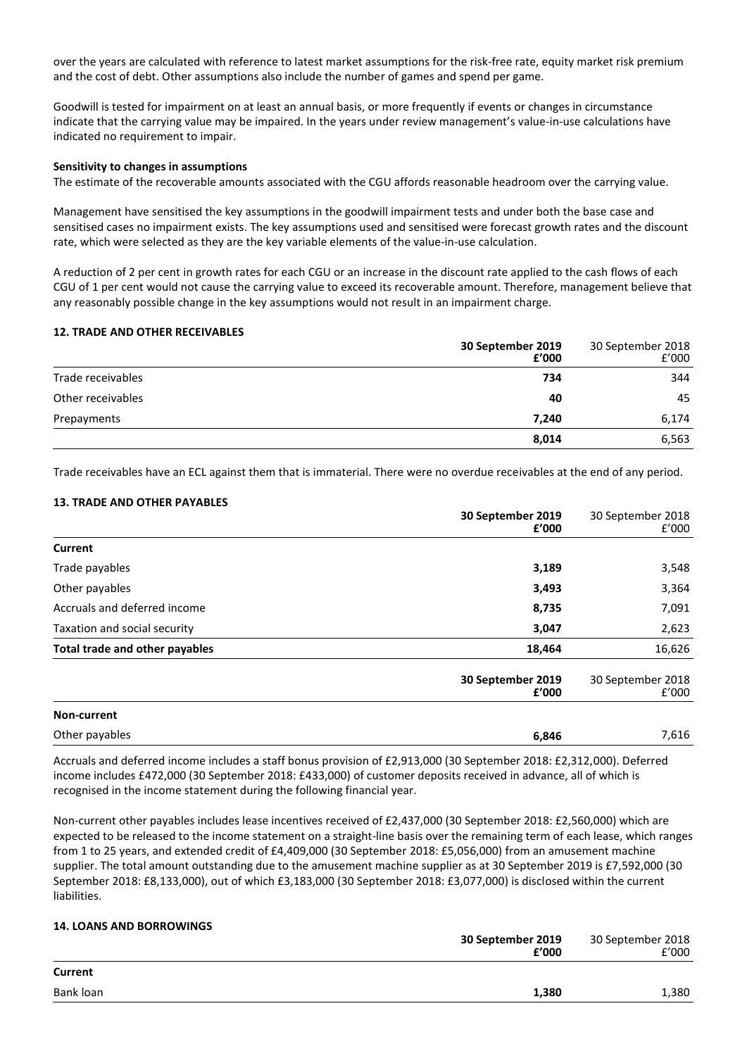over the years are calculated with reference to latest market assumptions for the risk-free rate, equity market risk premium and the cost of debt. Other assumptions also include the number of games and spend per game.

Goodwill is tested for impairment on at least an annual basis, or more frequently if events or changes in circumstance indicate that the carrying value may be impaired. In the years under review management's value-in-use calculations have indicated no requirement to impair.

**Sensitivity to changes in assumptions**

The estimate of the recoverable amounts associated with the CGU affords reasonable headroom over the carrying value.

Management have sensitised the key assumptions in the goodwill impairment tests and under both the base case and sensitised cases no impairment exists. The key assumptions used and sensitised were forecast growth rates and the discount rate, which were selected as they are the key variable elements of the value-in-use calculation.

A reduction of 2 per cent in growth rates for each CGU or an increase in the discount rate applied to the cash flows of each CGU of 1 per cent would not cause the carrying value to exceed its recoverable amount. Therefore, management believe that any reasonably possible change in the key assumptions would not result in an impairment charge.

## 12. TRADE AND OTHER RECEIVABLES

| | **30 September 2019 £'000** | 30 September 2018 £'000 |
|---|---|---|
| Trade receivables | **734** | 344 |
| Other receivables | **40** | 45 |
| Prepayments | **7,240** | 6,174 |
| | **8,014** | 6,563 |

Trade receivables have an ECL against them that is immaterial. There were no overdue receivables at the end of any period.

## 13. TRADE AND OTHER PAYABLES

| | **30 September 2019 £'000** | 30 September 2018 £'000 |
|---|---|---|
| **Current** | | |
| Trade payables | **3,189** | 3,548 |
| Other payables | **3,493** | 3,364 |
| Accruals and deferred income | **8,735** | 7,091 |
| Taxation and social security | **3,047** | 2,623 |
| **Total trade and other payables** | **18,464** | 16,626 |

| | **30 September 2019 £'000** | 30 September 2018 £'000 |
|---|---|---|
| **Non-current** | | |
| Other payables | **6,846** | 7,616 |

Accruals and deferred income includes a staff bonus provision of £2,913,000 (30 September 2018: £2,312,000). Deferred income includes £472,000 (30 September 2018: £433,000) of customer deposits received in advance, all of which is recognised in the income statement during the following financial year.

Non-current other payables includes lease incentives received of £2,437,000 (30 September 2018: £2,560,000) which are expected to be released to the income statement on a straight-line basis over the remaining term of each lease, which ranges from 1 to 25 years, and extended credit of £4,409,000 (30 September 2018: £5,056,000) from an amusement machine supplier. The total amount outstanding due to the amusement machine supplier as at 30 September 2019 is £7,592,000 (30 September 2018: £8,133,000), out of which £3,183,000 (30 September 2018: £3,077,000) is disclosed within the current liabilities.

## 14. LOANS AND BORROWINGS

| | **30 September 2019 £'000** | 30 September 2018 £'000 |
|---|---|---|
| **Current** | | |
| Bank loan | **1,380** | 1,380 |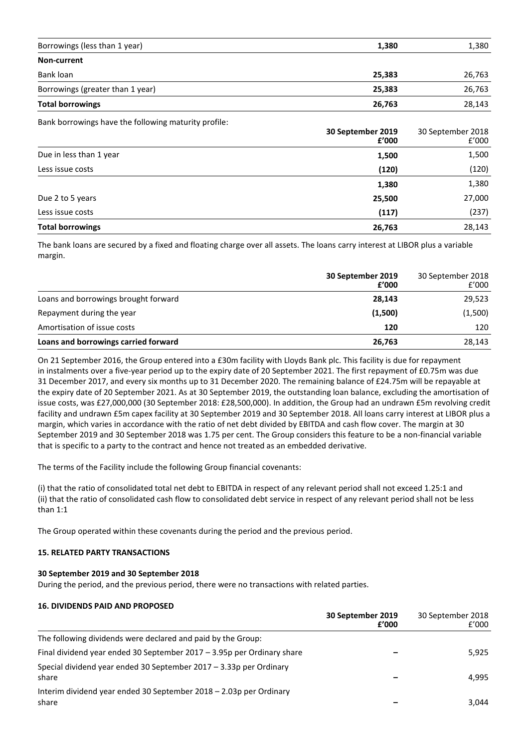| | | |
|---|---|---|
| Borrowings (less than 1 year) | **1,380** | 1,380 |
| **Non-current** | | |
| Bank loan | **25,383** | 26,763 |
| Borrowings (greater than 1 year) | **25,383** | 26,763 |
| **Total borrowings** | **26,763** | 28,143 |

Bank borrowings have the following maturity profile:

| | **30 September 2019 £'000** | 30 September 2018 £'000 |
|---|---|---|
| Due in less than 1 year | **1,500** | 1,500 |
| Less issue costs | **(120)** | (120) |
| | **1,380** | 1,380 |
| Due 2 to 5 years | **25,500** | 27,000 |
| Less issue costs | **(117)** | (237) |
| **Total borrowings** | **26,763** | 28,143 |

The bank loans are secured by a fixed and floating charge over all assets. The loans carry interest at LIBOR plus a variable margin.

| | **30 September 2019 £'000** | 30 September 2018 £'000 |
|---|---|---|
| Loans and borrowings brought forward | **28,143** | 29,523 |
| Repayment during the year | **(1,500)** | (1,500) |
| Amortisation of issue costs | **120** | 120 |
| **Loans and borrowings carried forward** | **26,763** | 28,143 |

On 21 September 2016, the Group entered into a £30m facility with Lloyds Bank plc. This facility is due for repayment in instalments over a five-year period up to the expiry date of 20 September 2021. The first repayment of £0.75m was due 31 December 2017, and every six months up to 31 December 2020. The remaining balance of £24.75m will be repayable at the expiry date of 20 September 2021. As at 30 September 2019, the outstanding loan balance, excluding the amortisation of issue costs, was £27,000,000 (30 September 2018: £28,500,000). In addition, the Group had an undrawn £5m revolving credit facility and undrawn £5m capex facility at 30 September 2019 and 30 September 2018. All loans carry interest at LIBOR plus a margin, which varies in accordance with the ratio of net debt divided by EBITDA and cash flow cover. The margin at 30 September 2019 and 30 September 2018 was 1.75 per cent. The Group considers this feature to be a non-financial variable that is specific to a party to the contract and hence not treated as an embedded derivative.

The terms of the Facility include the following Group financial covenants:

(i) that the ratio of consolidated total net debt to EBITDA in respect of any relevant period shall not exceed 1.25:1 and
(ii) that the ratio of consolidated cash flow to consolidated debt service in respect of any relevant period shall not be less than 1:1

The Group operated within these covenants during the period and the previous period.

### 15. RELATED PARTY TRANSACTIONS

**30 September 2019 and 30 September 2018**
During the period, and the previous period, there were no transactions with related parties.

### 16. DIVIDENDS PAID AND PROPOSED

| | **30 September 2019 £'000** | 30 September 2018 £'000 |
|---|---|---|
| The following dividends were declared and paid by the Group: | | |
| Final dividend year ended 30 September 2017 – 3.95p per Ordinary share | **–** | 5,925 |
| Special dividend year ended 30 September 2017 – 3.33p per Ordinary share | **–** | 4,995 |
| Interim dividend year ended 30 September 2018 – 2.03p per Ordinary share | **–** | 3,044 |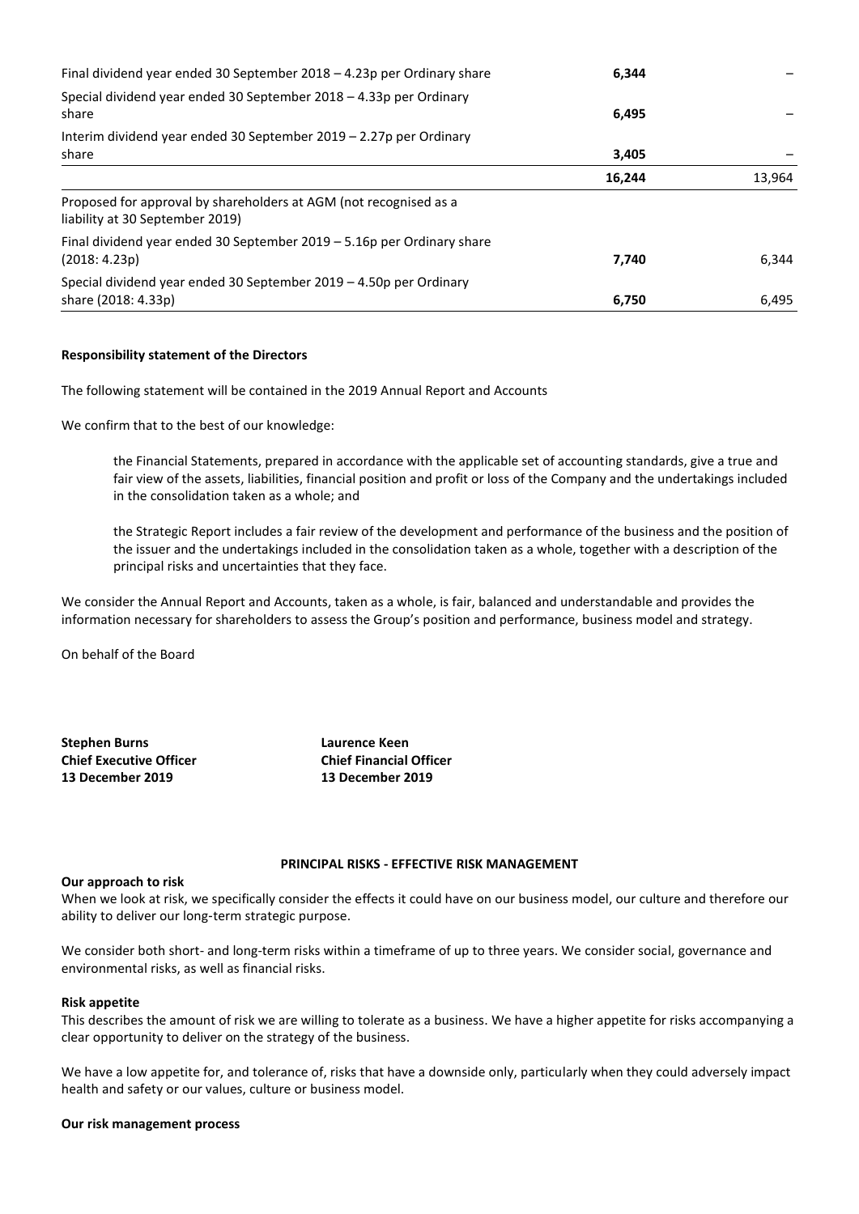| | | |
|---|---|---|
| Final dividend year ended 30 September 2018 – 4.23p per Ordinary share | **6,344** | – |
| Special dividend year ended 30 September 2018 – 4.33p per Ordinary share | **6,495** | – |
| Interim dividend year ended 30 September 2019 – 2.27p per Ordinary share | **3,405** | – |
| | **16,244** | 13,964 |
| Proposed for approval by shareholders at AGM (not recognised as a liability at 30 September 2019) | | |
| Final dividend year ended 30 September 2019 – 5.16p per Ordinary share (2018: 4.23p) | **7,740** | 6,344 |
| Special dividend year ended 30 September 2019 – 4.50p per Ordinary share (2018: 4.33p) | **6,750** | 6,495 |

**Responsibility statement of the Directors**

The following statement will be contained in the 2019 Annual Report and Accounts

We confirm that to the best of our knowledge:

the Financial Statements, prepared in accordance with the applicable set of accounting standards, give a true and fair view of the assets, liabilities, financial position and profit or loss of the Company and the undertakings included in the consolidation taken as a whole; and

the Strategic Report includes a fair review of the development and performance of the business and the position of the issuer and the undertakings included in the consolidation taken as a whole, together with a description of the principal risks and uncertainties that they face.

We consider the Annual Report and Accounts, taken as a whole, is fair, balanced and understandable and provides the information necessary for shareholders to assess the Group's position and performance, business model and strategy.

On behalf of the Board

**Stephen Burns**
**Chief Executive Officer**
**13 December 2019**

**Laurence Keen**
**Chief Financial Officer**
**13 December 2019**

## PRINCIPAL RISKS - EFFECTIVE RISK MANAGEMENT

**Our approach to risk**

When we look at risk, we specifically consider the effects it could have on our business model, our culture and therefore our ability to deliver our long-term strategic purpose.

We consider both short- and long-term risks within a timeframe of up to three years. We consider social, governance and environmental risks, as well as financial risks.

**Risk appetite**

This describes the amount of risk we are willing to tolerate as a business. We have a higher appetite for risks accompanying a clear opportunity to deliver on the strategy of the business.

We have a low appetite for, and tolerance of, risks that have a downside only, particularly when they could adversely impact health and safety or our values, culture or business model.

**Our risk management process**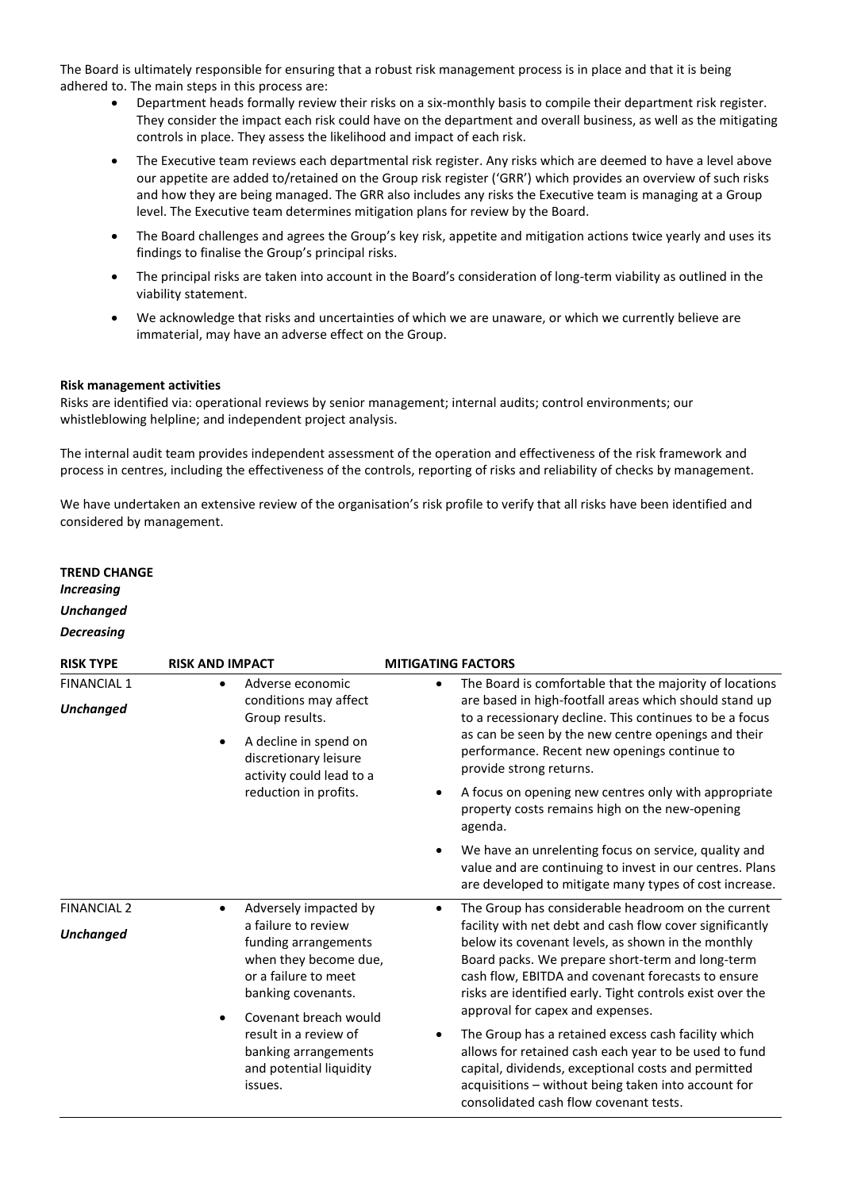The Board is ultimately responsible for ensuring that a robust risk management process is in place and that it is being adhered to. The main steps in this process are:

- Department heads formally review their risks on a six-monthly basis to compile their department risk register. They consider the impact each risk could have on the department and overall business, as well as the mitigating controls in place. They assess the likelihood and impact of each risk.
- The Executive team reviews each departmental risk register. Any risks which are deemed to have a level above our appetite are added to/retained on the Group risk register ('GRR') which provides an overview of such risks and how they are being managed. The GRR also includes any risks the Executive team is managing at a Group level. The Executive team determines mitigation plans for review by the Board.
- The Board challenges and agrees the Group's key risk, appetite and mitigation actions twice yearly and uses its findings to finalise the Group's principal risks.
- The principal risks are taken into account in the Board's consideration of long-term viability as outlined in the viability statement.
- We acknowledge that risks and uncertainties of which we are unaware, or which we currently believe are immaterial, may have an adverse effect on the Group.

**Risk management activities**

Risks are identified via: operational reviews by senior management; internal audits; control environments; our whistleblowing helpline; and independent project analysis.

The internal audit team provides independent assessment of the operation and effectiveness of the risk framework and process in centres, including the effectiveness of the controls, reporting of risks and reliability of checks by management.

We have undertaken an extensive review of the organisation's risk profile to verify that all risks have been identified and considered by management.

**TREND CHANGE**

***Increasing***

***Unchanged***

***Decreasing***

| RISK TYPE | RISK AND IMPACT | MITIGATING FACTORS |
|---|---|---|
| FINANCIAL 1<br><br>***Unchanged*** | • Adverse economic conditions may affect Group results.<br>• A decline in spend on discretionary leisure activity could lead to a reduction in profits. | • The Board is comfortable that the majority of locations are based in high-footfall areas which should stand up to a recessionary decline. This continues to be a focus as can be seen by the new centre openings and their performance. Recent new openings continue to provide strong returns.<br>• A focus on opening new centres only with appropriate property costs remains high on the new-opening agenda.<br>• We have an unrelenting focus on service, quality and value and are continuing to invest in our centres. Plans are developed to mitigate many types of cost increase. |
| FINANCIAL 2<br><br>***Unchanged*** | • Adversely impacted by a failure to review funding arrangements when they become due, or a failure to meet banking covenants.<br>• Covenant breach would result in a review of banking arrangements and potential liquidity issues. | • The Group has considerable headroom on the current facility with net debt and cash flow cover significantly below its covenant levels, as shown in the monthly Board packs. We prepare short-term and long-term cash flow, EBITDA and covenant forecasts to ensure risks are identified early. Tight controls exist over the approval for capex and expenses.<br>• The Group has a retained excess cash facility which allows for retained cash each year to be used to fund capital, dividends, exceptional costs and permitted acquisitions – without being taken into account for consolidated cash flow covenant tests. |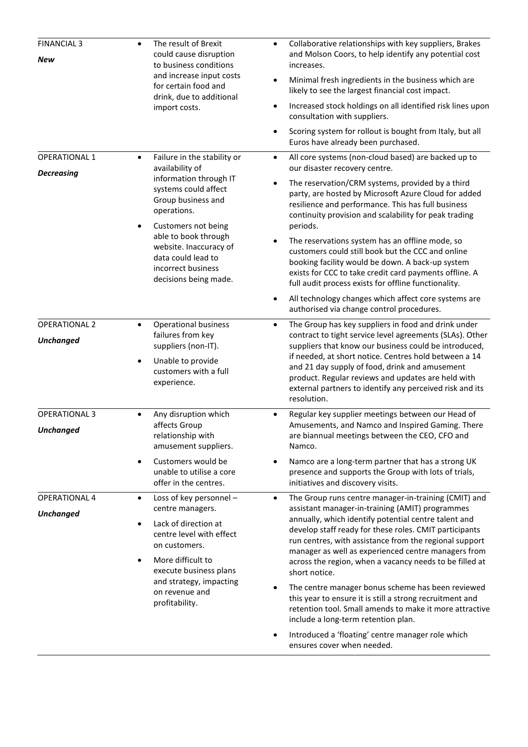| | | |
|---|---|---|
| FINANCIAL 3<br>***New*** | • The result of Brexit could cause disruption to business conditions and increase input costs for certain food and drink, due to additional import costs. | • Collaborative relationships with key suppliers, Brakes and Molson Coors, to help identify any potential cost increases.<br>• Minimal fresh ingredients in the business which are likely to see the largest financial cost impact.<br>• Increased stock holdings on all identified risk lines upon consultation with suppliers.<br>• Scoring system for rollout is bought from Italy, but all Euros have already been purchased. |
| OPERATIONAL 1<br>***Decreasing*** | • Failure in the stability or availability of information through IT systems could affect Group business and operations.<br>• Customers not being able to book through website. Inaccuracy of data could lead to incorrect business decisions being made. | • All core systems (non-cloud based) are backed up to our disaster recovery centre.<br>• The reservation/CRM systems, provided by a third party, are hosted by Microsoft Azure Cloud for added resilience and performance. This has full business continuity provision and scalability for peak trading periods.<br>• The reservations system has an offline mode, so customers could still book but the CCC and online booking facility would be down. A back-up system exists for CCC to take credit card payments offline. A full audit process exists for offline functionality.<br>• All technology changes which affect core systems are authorised via change control procedures. |
| OPERATIONAL 2<br>***Unchanged*** | • Operational business failures from key suppliers (non-IT).<br>• Unable to provide customers with a full experience. | • The Group has key suppliers in food and drink under contract to tight service level agreements (SLAs). Other suppliers that know our business could be introduced, if needed, at short notice. Centres hold between a 14 and 21 day supply of food, drink and amusement product. Regular reviews and updates are held with external partners to identify any perceived risk and its resolution. |
| OPERATIONAL 3<br>***Unchanged*** | • Any disruption which affects Group relationship with amusement suppliers.<br>• Customers would be unable to utilise a core offer in the centres. | • Regular key supplier meetings between our Head of Amusements, and Namco and Inspired Gaming. There are biannual meetings between the CEO, CFO and Namco.<br>• Namco are a long-term partner that has a strong UK presence and supports the Group with lots of trials, initiatives and discovery visits. |
| OPERATIONAL 4<br>***Unchanged*** | • Loss of key personnel – centre managers.<br>• Lack of direction at centre level with effect on customers.<br>• More difficult to execute business plans and strategy, impacting on revenue and profitability. | • The Group runs centre manager-in-training (CMIT) and assistant manager-in-training (AMIT) programmes annually, which identify potential centre talent and develop staff ready for these roles. CMIT participants run centres, with assistance from the regional support manager as well as experienced centre managers from across the region, when a vacancy needs to be filled at short notice.<br>• The centre manager bonus scheme has been reviewed this year to ensure it is still a strong recruitment and retention tool. Small amends to make it more attractive include a long-term retention plan.<br>• Introduced a 'floating' centre manager role which ensures cover when needed. |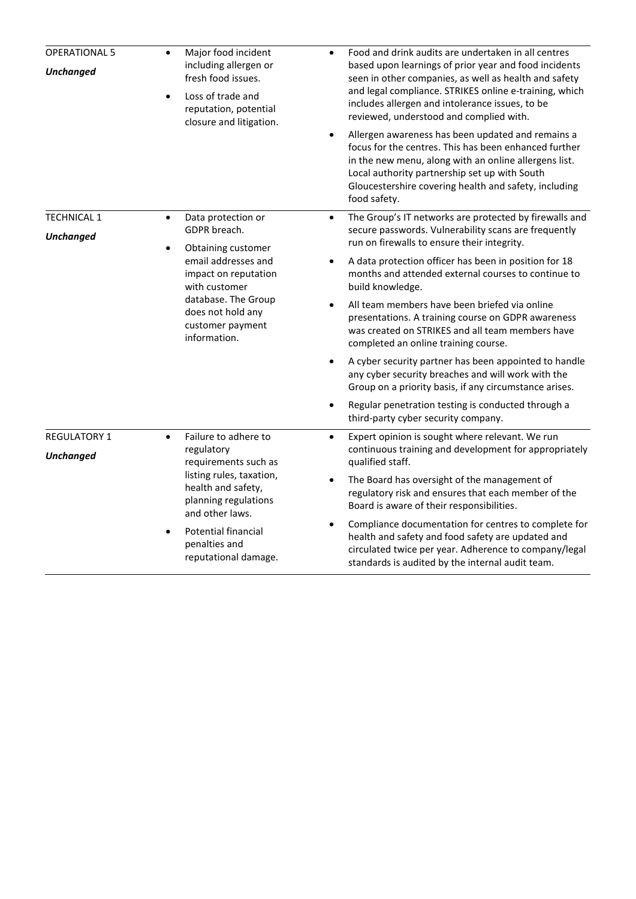| | | |
|---|---|---|
| OPERATIONAL 5<br>***Unchanged*** | • Major food incident including allergen or fresh food issues.<br>• Loss of trade and reputation, potential closure and litigation. | • Food and drink audits are undertaken in all centres based upon learnings of prior year and food incidents seen in other companies, as well as health and safety and legal compliance. STRIKES online e-training, which includes allergen and intolerance issues, to be reviewed, understood and complied with.<br>• Allergen awareness has been updated and remains a focus for the centres. This has been enhanced further in the new menu, along with an online allergens list. Local authority partnership set up with South Gloucestershire covering health and safety, including food safety. |
| TECHNICAL 1<br>***Unchanged*** | • Data protection or GDPR breach.<br>• Obtaining customer email addresses and impact on reputation with customer database. The Group does not hold any customer payment information. | • The Group's IT networks are protected by firewalls and secure passwords. Vulnerability scans are frequently run on firewalls to ensure their integrity.<br>• A data protection officer has been in position for 18 months and attended external courses to continue to build knowledge.<br>• All team members have been briefed via online presentations. A training course on GDPR awareness was created on STRIKES and all team members have completed an online training course.<br>• A cyber security partner has been appointed to handle any cyber security breaches and will work with the Group on a priority basis, if any circumstance arises.<br>• Regular penetration testing is conducted through a third-party cyber security company. |
| REGULATORY 1<br>***Unchanged*** | • Failure to adhere to regulatory requirements such as listing rules, taxation, health and safety, planning regulations and other laws.<br>• Potential financial penalties and reputational damage. | • Expert opinion is sought where relevant. We run continuous training and development for appropriately qualified staff.<br>• The Board has oversight of the management of regulatory risk and ensures that each member of the Board is aware of their responsibilities.<br>• Compliance documentation for centres to complete for health and safety and food safety are updated and circulated twice per year. Adherence to company/legal standards is audited by the internal audit team. |